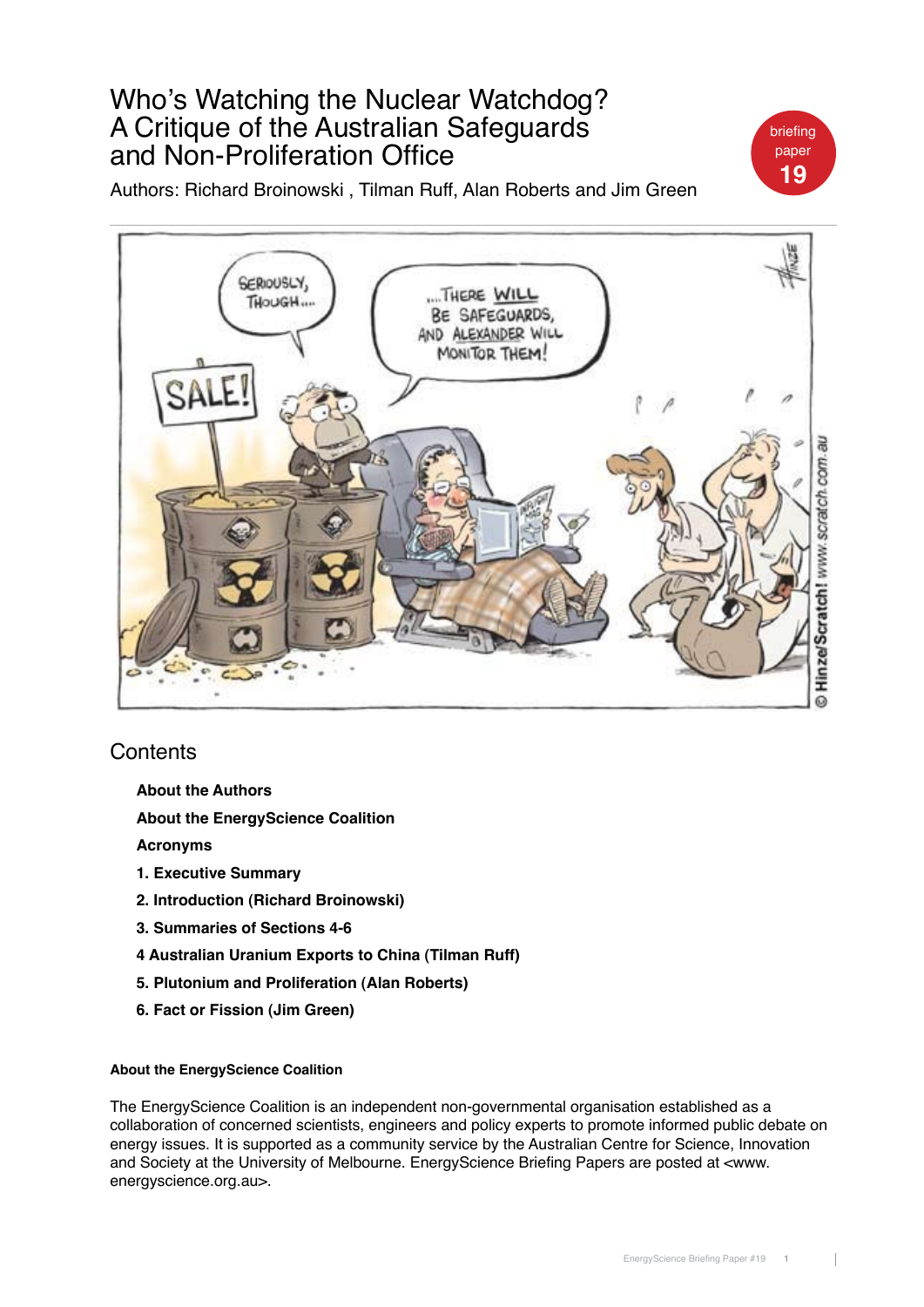# Who's Watching the Nuclear Watchdog? A Critique of the Australian Safeguards and Non-Proliferation Office

briefing paper 19

Authors: Richard Broinowski , Tilman Ruff, Alan Roberts and Jim Green

## Contents

- **About the Authors**
- **About the EnergyScience Coalition**
- **Acronyms**
- **1. Executive Summary**
- **2. Introduction (Richard Broinowski)**
- **3. Summaries of Sections 4-6**
- **4 Australian Uranium Exports to China (Tilman Ruff)**
- **5. Plutonium and Proliferation (Alan Roberts)**
- **6. Fact or Fission (Jim Green)**

#### About the EnergyScience Coalition

The EnergyScience Coalition is an independent non-governmental organisation established as a collaboration of concerned scientists, engineers and policy experts to promote informed public debate on energy issues. It is supported as a community service by the Australian Centre for Science, Innovation and Society at the University of Melbourne. EnergyScience Briefing Papers are posted at <www.energyscience.org.au>.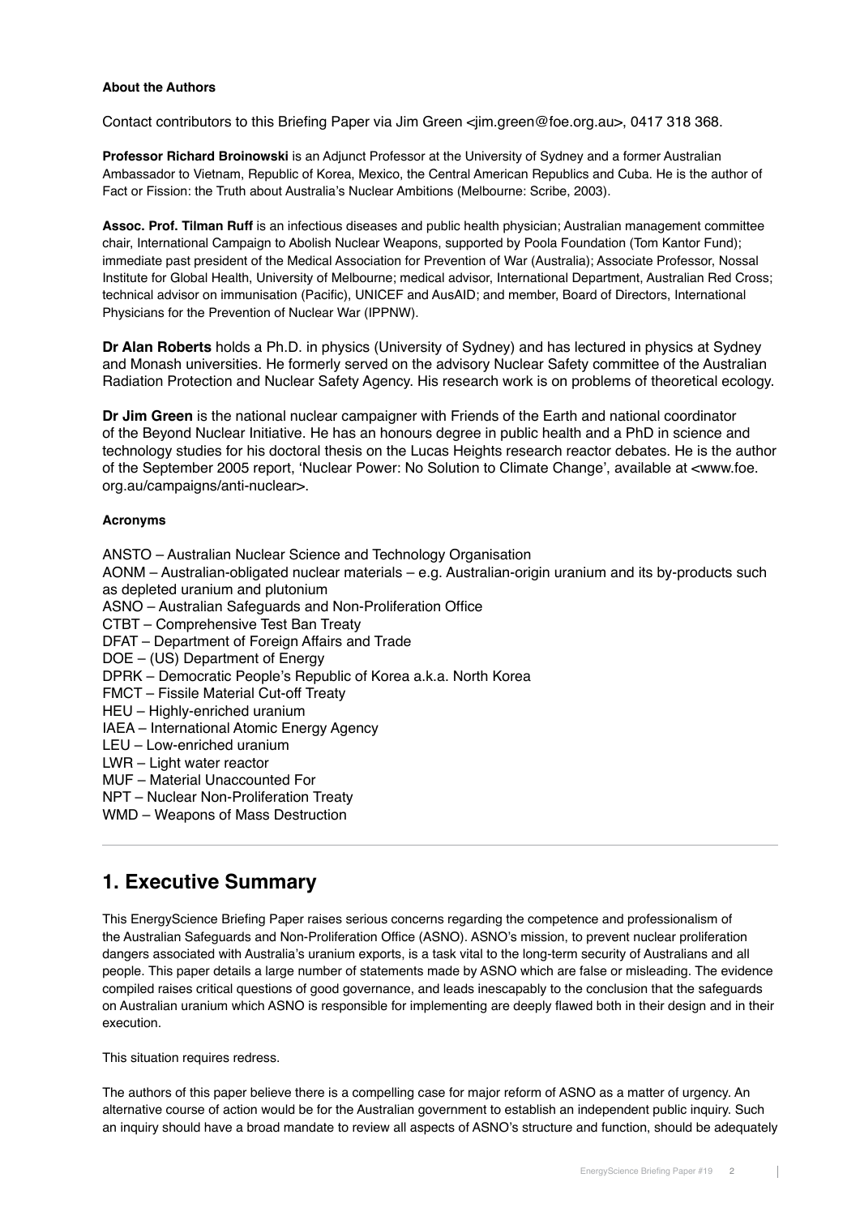**About the Authors**

Contact contributors to this Briefing Paper via Jim Green <jim.green@foe.org.au>, 0417 318 368.

**Professor Richard Broinowski** is an Adjunct Professor at the University of Sydney and a former Australian Ambassador to Vietnam, Republic of Korea, Mexico, the Central American Republics and Cuba. He is the author of Fact or Fission: the Truth about Australia's Nuclear Ambitions (Melbourne: Scribe, 2003).

**Assoc. Prof. Tilman Ruff** is an infectious diseases and public health physician; Australian management committee chair, International Campaign to Abolish Nuclear Weapons, supported by Poola Foundation (Tom Kantor Fund); immediate past president of the Medical Association for Prevention of War (Australia); Associate Professor, Nossal Institute for Global Health, University of Melbourne; medical advisor, International Department, Australian Red Cross; technical advisor on immunisation (Pacific), UNICEF and AusAID; and member, Board of Directors, International Physicians for the Prevention of Nuclear War (IPPNW).

**Dr Alan Roberts** holds a Ph.D. in physics (University of Sydney) and has lectured in physics at Sydney and Monash universities. He formerly served on the advisory Nuclear Safety committee of the Australian Radiation Protection and Nuclear Safety Agency. His research work is on problems of theoretical ecology.

**Dr Jim Green** is the national nuclear campaigner with Friends of the Earth and national coordinator of the Beyond Nuclear Initiative. He has an honours degree in public health and a PhD in science and technology studies for his doctoral thesis on the Lucas Heights research reactor debates. He is the author of the September 2005 report, 'Nuclear Power: No Solution to Climate Change', available at <www.foe.org.au/campaigns/anti-nuclear>.

**Acronyms**

ANSTO – Australian Nuclear Science and Technology Organisation
AONM – Australian-obligated nuclear materials – e.g. Australian-origin uranium and its by-products such as depleted uranium and plutonium
ASNO – Australian Safeguards and Non-Proliferation Office
CTBT – Comprehensive Test Ban Treaty
DFAT – Department of Foreign Affairs and Trade
DOE – (US) Department of Energy
DPRK – Democratic People's Republic of Korea a.k.a. North Korea
FMCT – Fissile Material Cut-off Treaty
HEU – Highly-enriched uranium
IAEA – International Atomic Energy Agency
LEU – Low-enriched uranium
LWR – Light water reactor
MUF – Material Unaccounted For
NPT – Nuclear Non-Proliferation Treaty
WMD – Weapons of Mass Destruction

## 1. Executive Summary

This EnergyScience Briefing Paper raises serious concerns regarding the competence and professionalism of the Australian Safeguards and Non-Proliferation Office (ASNO). ASNO's mission, to prevent nuclear proliferation dangers associated with Australia's uranium exports, is a task vital to the long-term security of Australians and all people. This paper details a large number of statements made by ASNO which are false or misleading. The evidence compiled raises critical questions of good governance, and leads inescapably to the conclusion that the safeguards on Australian uranium which ASNO is responsible for implementing are deeply flawed both in their design and in their execution.

This situation requires redress.

The authors of this paper believe there is a compelling case for major reform of ASNO as a matter of urgency. An alternative course of action would be for the Australian government to establish an independent public inquiry. Such an inquiry should have a broad mandate to review all aspects of ASNO's structure and function, should be adequately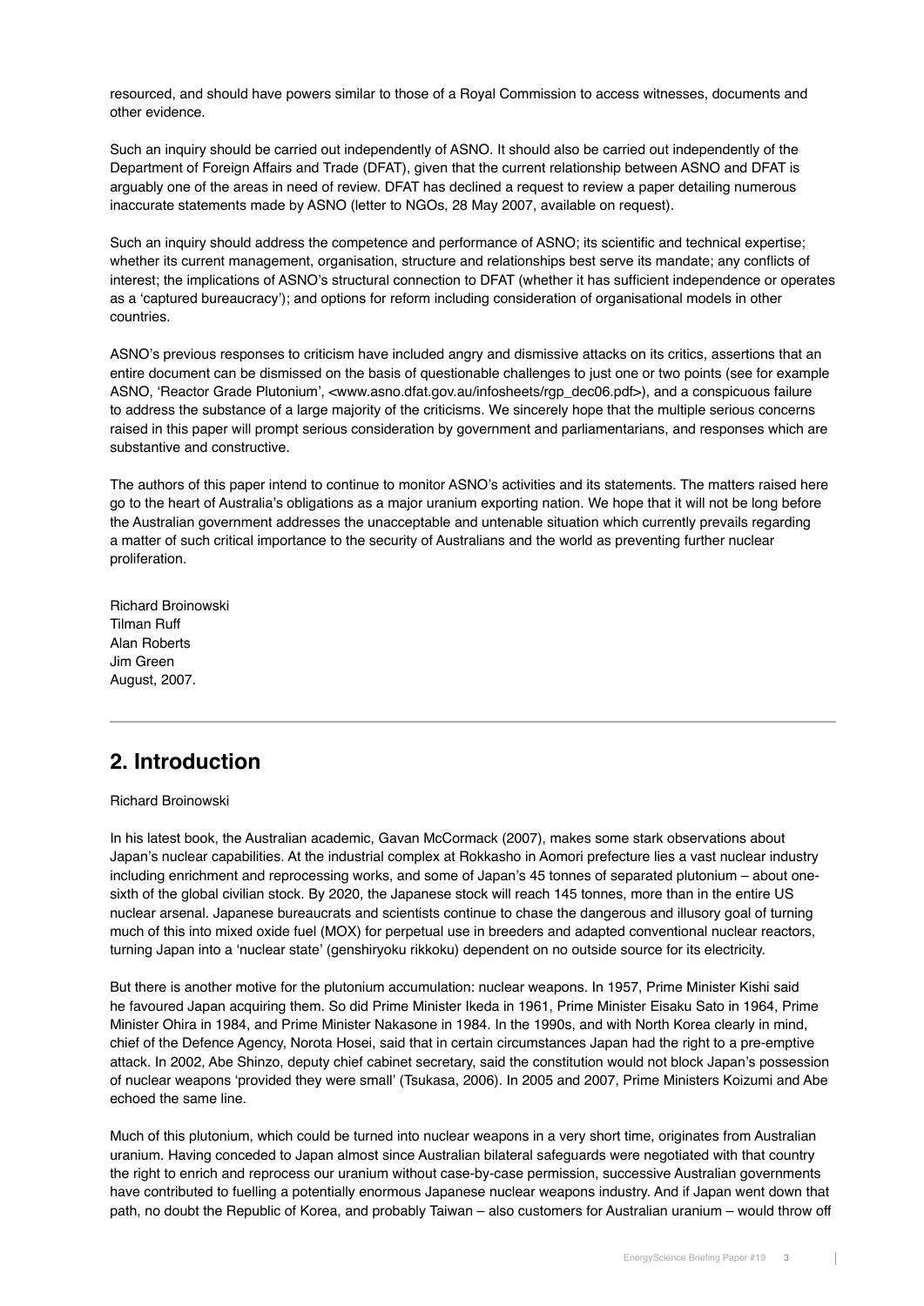resourced, and should have powers similar to those of a Royal Commission to access witnesses, documents and other evidence.

Such an inquiry should be carried out independently of ASNO. It should also be carried out independently of the Department of Foreign Affairs and Trade (DFAT), given that the current relationship between ASNO and DFAT is arguably one of the areas in need of review. DFAT has declined a request to review a paper detailing numerous inaccurate statements made by ASNO (letter to NGOs, 28 May 2007, available on request).

Such an inquiry should address the competence and performance of ASNO; its scientific and technical expertise; whether its current management, organisation, structure and relationships best serve its mandate; any conflicts of interest; the implications of ASNO's structural connection to DFAT (whether it has sufficient independence or operates as a 'captured bureaucracy'); and options for reform including consideration of organisational models in other countries.

ASNO's previous responses to criticism have included angry and dismissive attacks on its critics, assertions that an entire document can be dismissed on the basis of questionable challenges to just one or two points (see for example ASNO, 'Reactor Grade Plutonium', <www.asno.dfat.gov.au/infosheets/rgp_dec06.pdf>), and a conspicuous failure to address the substance of a large majority of the criticisms. We sincerely hope that the multiple serious concerns raised in this paper will prompt serious consideration by government and parliamentarians, and responses which are substantive and constructive.

The authors of this paper intend to continue to monitor ASNO's activities and its statements. The matters raised here go to the heart of Australia's obligations as a major uranium exporting nation. We hope that it will not be long before the Australian government addresses the unacceptable and untenable situation which currently prevails regarding a matter of such critical importance to the security of Australians and the world as preventing further nuclear proliferation.

Richard Broinowski
Tilman Ruff
Alan Roberts
Jim Green
August, 2007.

---

## 2. Introduction

Richard Broinowski

In his latest book, the Australian academic, Gavan McCormack (2007), makes some stark observations about Japan's nuclear capabilities. At the industrial complex at Rokkasho in Aomori prefecture lies a vast nuclear industry including enrichment and reprocessing works, and some of Japan's 45 tonnes of separated plutonium – about one-sixth of the global civilian stock. By 2020, the Japanese stock will reach 145 tonnes, more than in the entire US nuclear arsenal. Japanese bureaucrats and scientists continue to chase the dangerous and illusory goal of turning much of this into mixed oxide fuel (MOX) for perpetual use in breeders and adapted conventional nuclear reactors, turning Japan into a 'nuclear state' (genshiryoku rikkoku) dependent on no outside source for its electricity.

But there is another motive for the plutonium accumulation: nuclear weapons. In 1957, Prime Minister Kishi said he favoured Japan acquiring them. So did Prime Minister Ikeda in 1961, Prime Minister Eisaku Sato in 1964, Prime Minister Ohira in 1984, and Prime Minister Nakasone in 1984. In the 1990s, and with North Korea clearly in mind, chief of the Defence Agency, Norota Hosei, said that in certain circumstances Japan had the right to a pre-emptive attack. In 2002, Abe Shinzo, deputy chief cabinet secretary, said the constitution would not block Japan's possession of nuclear weapons 'provided they were small' (Tsukasa, 2006). In 2005 and 2007, Prime Ministers Koizumi and Abe echoed the same line.

Much of this plutonium, which could be turned into nuclear weapons in a very short time, originates from Australian uranium. Having conceded to Japan almost since Australian bilateral safeguards were negotiated with that country the right to enrich and reprocess our uranium without case-by-case permission, successive Australian governments have contributed to fuelling a potentially enormous Japanese nuclear weapons industry. And if Japan went down that path, no doubt the Republic of Korea, and probably Taiwan – also customers for Australian uranium – would throw off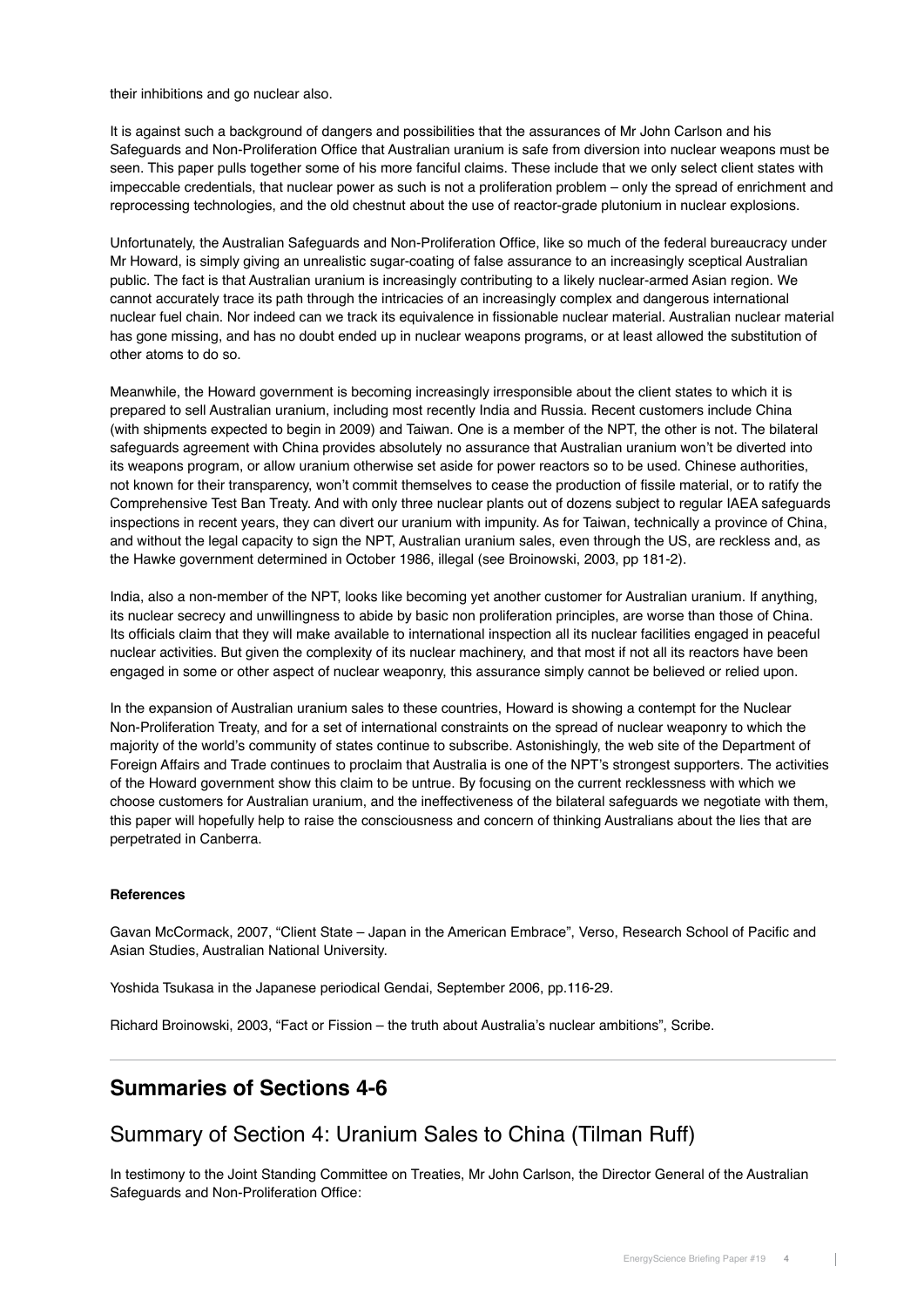their inhibitions and go nuclear also.

It is against such a background of dangers and possibilities that the assurances of Mr John Carlson and his Safeguards and Non-Proliferation Office that Australian uranium is safe from diversion into nuclear weapons must be seen. This paper pulls together some of his more fanciful claims. These include that we only select client states with impeccable credentials, that nuclear power as such is not a proliferation problem – only the spread of enrichment and reprocessing technologies, and the old chestnut about the use of reactor-grade plutonium in nuclear explosions.

Unfortunately, the Australian Safeguards and Non-Proliferation Office, like so much of the federal bureaucracy under Mr Howard, is simply giving an unrealistic sugar-coating of false assurance to an increasingly sceptical Australian public. The fact is that Australian uranium is increasingly contributing to a likely nuclear-armed Asian region. We cannot accurately trace its path through the intricacies of an increasingly complex and dangerous international nuclear fuel chain. Nor indeed can we track its equivalence in fissionable nuclear material. Australian nuclear material has gone missing, and has no doubt ended up in nuclear weapons programs, or at least allowed the substitution of other atoms to do so.

Meanwhile, the Howard government is becoming increasingly irresponsible about the client states to which it is prepared to sell Australian uranium, including most recently India and Russia. Recent customers include China (with shipments expected to begin in 2009) and Taiwan. One is a member of the NPT, the other is not. The bilateral safeguards agreement with China provides absolutely no assurance that Australian uranium won't be diverted into its weapons program, or allow uranium otherwise set aside for power reactors so to be used. Chinese authorities, not known for their transparency, won't commit themselves to cease the production of fissile material, or to ratify the Comprehensive Test Ban Treaty. And with only three nuclear plants out of dozens subject to regular IAEA safeguards inspections in recent years, they can divert our uranium with impunity. As for Taiwan, technically a province of China, and without the legal capacity to sign the NPT, Australian uranium sales, even through the US, are reckless and, as the Hawke government determined in October 1986, illegal (see Broinowski, 2003, pp 181-2).

India, also a non-member of the NPT, looks like becoming yet another customer for Australian uranium. If anything, its nuclear secrecy and unwillingness to abide by basic non proliferation principles, are worse than those of China. Its officials claim that they will make available to international inspection all its nuclear facilities engaged in peaceful nuclear activities. But given the complexity of its nuclear machinery, and that most if not all its reactors have been engaged in some or other aspect of nuclear weaponry, this assurance simply cannot be believed or relied upon.

In the expansion of Australian uranium sales to these countries, Howard is showing a contempt for the Nuclear Non-Proliferation Treaty, and for a set of international constraints on the spread of nuclear weaponry to which the majority of the world's community of states continue to subscribe. Astonishingly, the web site of the Department of Foreign Affairs and Trade continues to proclaim that Australia is one of the NPT's strongest supporters. The activities of the Howard government show this claim to be untrue. By focusing on the current recklessness with which we choose customers for Australian uranium, and the ineffectiveness of the bilateral safeguards we negotiate with them, this paper will hopefully help to raise the consciousness and concern of thinking Australians about the lies that are perpetrated in Canberra.

**References**

Gavan McCormack, 2007, "Client State – Japan in the American Embrace", Verso, Research School of Pacific and Asian Studies, Australian National University.

Yoshida Tsukasa in the Japanese periodical Gendai, September 2006, pp.116-29.

Richard Broinowski, 2003, "Fact or Fission – the truth about Australia's nuclear ambitions", Scribe.

---

## Summaries of Sections 4-6

### Summary of Section 4: Uranium Sales to China (Tilman Ruff)

In testimony to the Joint Standing Committee on Treaties, Mr John Carlson, the Director General of the Australian Safeguards and Non-Proliferation Office: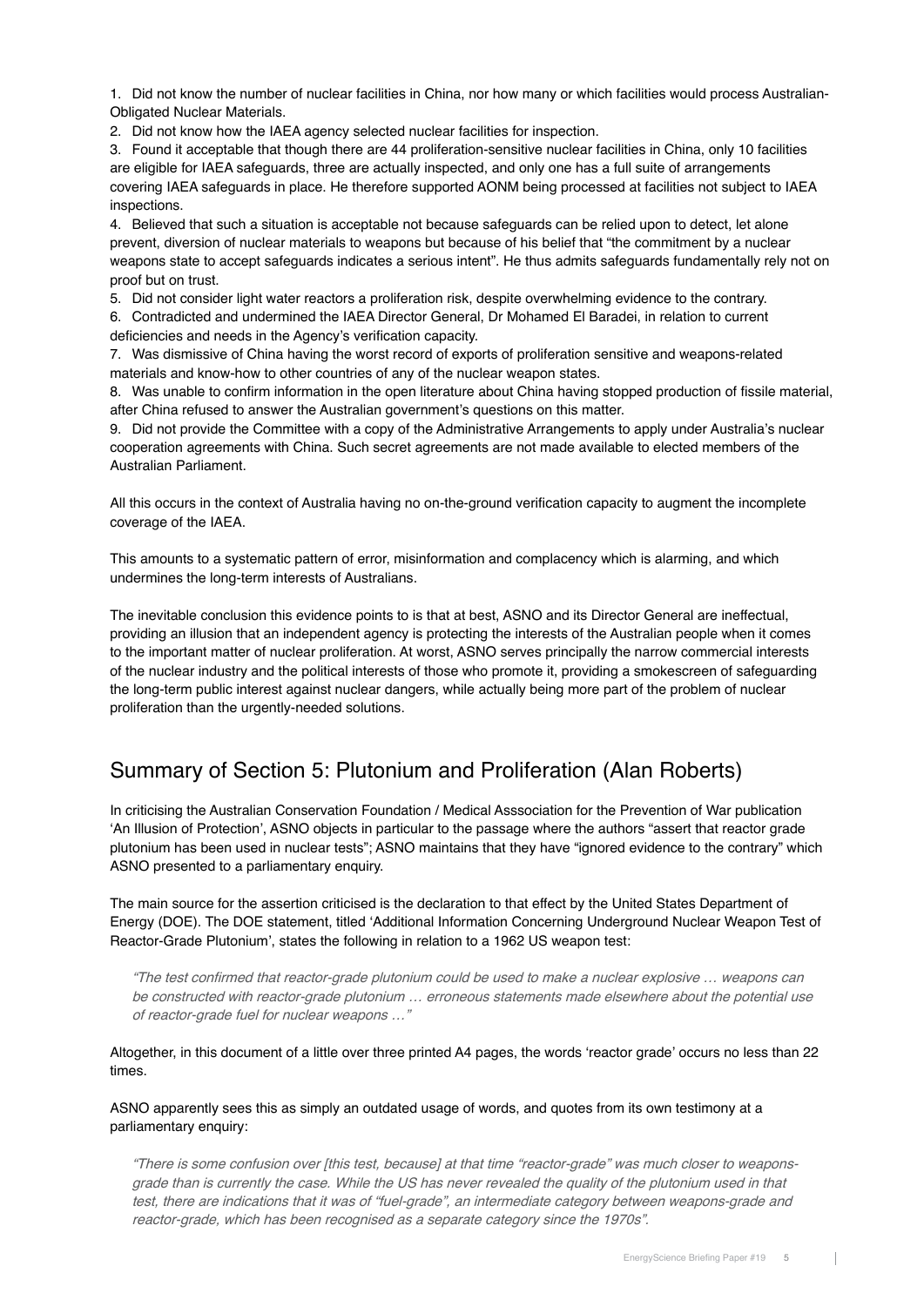1. Did not know the number of nuclear facilities in China, nor how many or which facilities would process Australian-Obligated Nuclear Materials.
2. Did not know how the IAEA agency selected nuclear facilities for inspection.
3. Found it acceptable that though there are 44 proliferation-sensitive nuclear facilities in China, only 10 facilities are eligible for IAEA safeguards, three are actually inspected, and only one has a full suite of arrangements covering IAEA safeguards in place. He therefore supported AONM being processed at facilities not subject to IAEA inspections.
4. Believed that such a situation is acceptable not because safeguards can be relied upon to detect, let alone prevent, diversion of nuclear materials to weapons but because of his belief that "the commitment by a nuclear weapons state to accept safeguards indicates a serious intent". He thus admits safeguards fundamentally rely not on proof but on trust.
5. Did not consider light water reactors a proliferation risk, despite overwhelming evidence to the contrary.
6. Contradicted and undermined the IAEA Director General, Dr Mohamed El Baradei, in relation to current deficiencies and needs in the Agency's verification capacity.
7. Was dismissive of China having the worst record of exports of proliferation sensitive and weapons-related materials and know-how to other countries of any of the nuclear weapon states.
8. Was unable to confirm information in the open literature about China having stopped production of fissile material, after China refused to answer the Australian government's questions on this matter.
9. Did not provide the Committee with a copy of the Administrative Arrangements to apply under Australia's nuclear cooperation agreements with China. Such secret agreements are not made available to elected members of the Australian Parliament.

All this occurs in the context of Australia having no on-the-ground verification capacity to augment the incomplete coverage of the IAEA.

This amounts to a systematic pattern of error, misinformation and complacency which is alarming, and which undermines the long-term interests of Australians.

The inevitable conclusion this evidence points to is that at best, ASNO and its Director General are ineffectual, providing an illusion that an independent agency is protecting the interests of the Australian people when it comes to the important matter of nuclear proliferation. At worst, ASNO serves principally the narrow commercial interests of the nuclear industry and the political interests of those who promote it, providing a smokescreen of safeguarding the long-term public interest against nuclear dangers, while actually being more part of the problem of nuclear proliferation than the urgently-needed solutions.

## Summary of Section 5: Plutonium and Proliferation (Alan Roberts)

In criticising the Australian Conservation Foundation / Medical Asssociation for the Prevention of War publication 'An Illusion of Protection', ASNO objects in particular to the passage where the authors "assert that reactor grade plutonium has been used in nuclear tests"; ASNO maintains that they have "ignored evidence to the contrary" which ASNO presented to a parliamentary enquiry.

The main source for the assertion criticised is the declaration to that effect by the United States Department of Energy (DOE). The DOE statement, titled 'Additional Information Concerning Underground Nuclear Weapon Test of Reactor-Grade Plutonium', states the following in relation to a 1962 US weapon test:

> *"The test confirmed that reactor-grade plutonium could be used to make a nuclear explosive … weapons can be constructed with reactor-grade plutonium … erroneous statements made elsewhere about the potential use of reactor-grade fuel for nuclear weapons …"*

Altogether, in this document of a little over three printed A4 pages, the words 'reactor grade' occurs no less than 22 times.

ASNO apparently sees this as simply an outdated usage of words, and quotes from its own testimony at a parliamentary enquiry:

> *"There is some confusion over [this test, because] at that time "reactor-grade" was much closer to weapons-grade than is currently the case. While the US has never revealed the quality of the plutonium used in that test, there are indications that it was of "fuel-grade", an intermediate category between weapons-grade and reactor-grade, which has been recognised as a separate category since the 1970s".*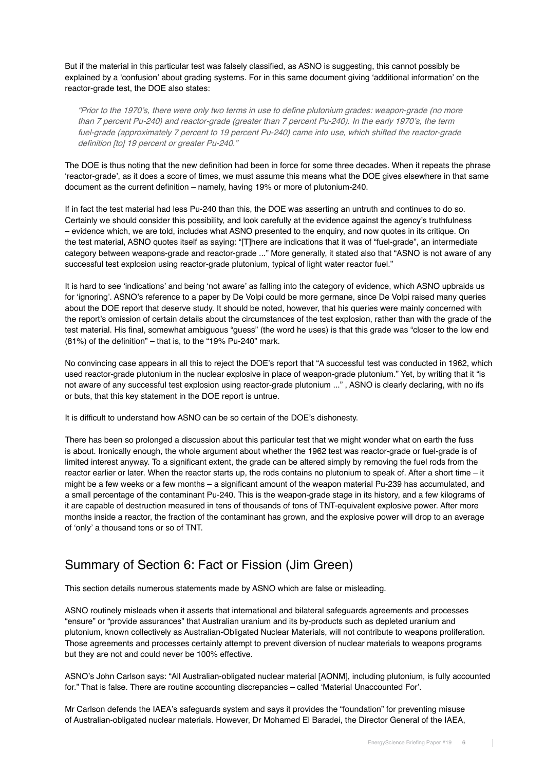But if the material in this particular test was falsely classified, as ASNO is suggesting, this cannot possibly be explained by a 'confusion' about grading systems. For in this same document giving 'additional information' on the reactor-grade test, the DOE also states:

> *"Prior to the 1970's, there were only two terms in use to define plutonium grades: weapon-grade (no more than 7 percent Pu-240) and reactor-grade (greater than 7 percent Pu-240). In the early 1970's, the term fuel-grade (approximately 7 percent to 19 percent Pu-240) came into use, which shifted the reactor-grade definition [to] 19 percent or greater Pu-240."*

The DOE is thus noting that the new definition had been in force for some three decades. When it repeats the phrase 'reactor-grade', as it does a score of times, we must assume this means what the DOE gives elsewhere in that same document as the current definition – namely, having 19% or more of plutonium-240.

If in fact the test material had less Pu-240 than this, the DOE was asserting an untruth and continues to do so. Certainly we should consider this possibility, and look carefully at the evidence against the agency's truthfulness – evidence which, we are told, includes what ASNO presented to the enquiry, and now quotes in its critique. On the test material, ASNO quotes itself as saying: "[T]here are indications that it was of "fuel-grade", an intermediate category between weapons-grade and reactor-grade ..." More generally, it stated also that "ASNO is not aware of any successful test explosion using reactor-grade plutonium, typical of light water reactor fuel."

It is hard to see 'indications' and being 'not aware' as falling into the category of evidence, which ASNO upbraids us for 'ignoring'. ASNO's reference to a paper by De Volpi could be more germane, since De Volpi raised many queries about the DOE report that deserve study. It should be noted, however, that his queries were mainly concerned with the report's omission of certain details about the circumstances of the test explosion, rather than with the grade of the test material. His final, somewhat ambiguous "guess" (the word he uses) is that this grade was "closer to the low end (81%) of the definition" – that is, to the "19% Pu-240" mark.

No convincing case appears in all this to reject the DOE's report that "A successful test was conducted in 1962, which used reactor-grade plutonium in the nuclear explosive in place of weapon-grade plutonium." Yet, by writing that it "is not aware of any successful test explosion using reactor-grade plutonium ..." , ASNO is clearly declaring, with no ifs or buts, that this key statement in the DOE report is untrue.

It is difficult to understand how ASNO can be so certain of the DOE's dishonesty.

There has been so prolonged a discussion about this particular test that we might wonder what on earth the fuss is about. Ironically enough, the whole argument about whether the 1962 test was reactor-grade or fuel-grade is of limited interest anyway. To a significant extent, the grade can be altered simply by removing the fuel rods from the reactor earlier or later. When the reactor starts up, the rods contains no plutonium to speak of. After a short time – it might be a few weeks or a few months – a significant amount of the weapon material Pu-239 has accumulated, and a small percentage of the contaminant Pu-240. This is the weapon-grade stage in its history, and a few kilograms of it are capable of destruction measured in tens of thousands of tons of TNT-equivalent explosive power. After more months inside a reactor, the fraction of the contaminant has grown, and the explosive power will drop to an average of 'only' a thousand tons or so of TNT.

## Summary of Section 6: Fact or Fission (Jim Green)

This section details numerous statements made by ASNO which are false or misleading.

ASNO routinely misleads when it asserts that international and bilateral safeguards agreements and processes "ensure" or "provide assurances" that Australian uranium and its by-products such as depleted uranium and plutonium, known collectively as Australian-Obligated Nuclear Materials, will not contribute to weapons proliferation. Those agreements and processes certainly attempt to prevent diversion of nuclear materials to weapons programs but they are not and could never be 100% effective.

ASNO's John Carlson says: "All Australian-obligated nuclear material [AONM], including plutonium, is fully accounted for." That is false. There are routine accounting discrepancies – called 'Material Unaccounted For'.

Mr Carlson defends the IAEA's safeguards system and says it provides the "foundation" for preventing misuse of Australian-obligated nuclear materials. However, Dr Mohamed El Baradei, the Director General of the IAEA,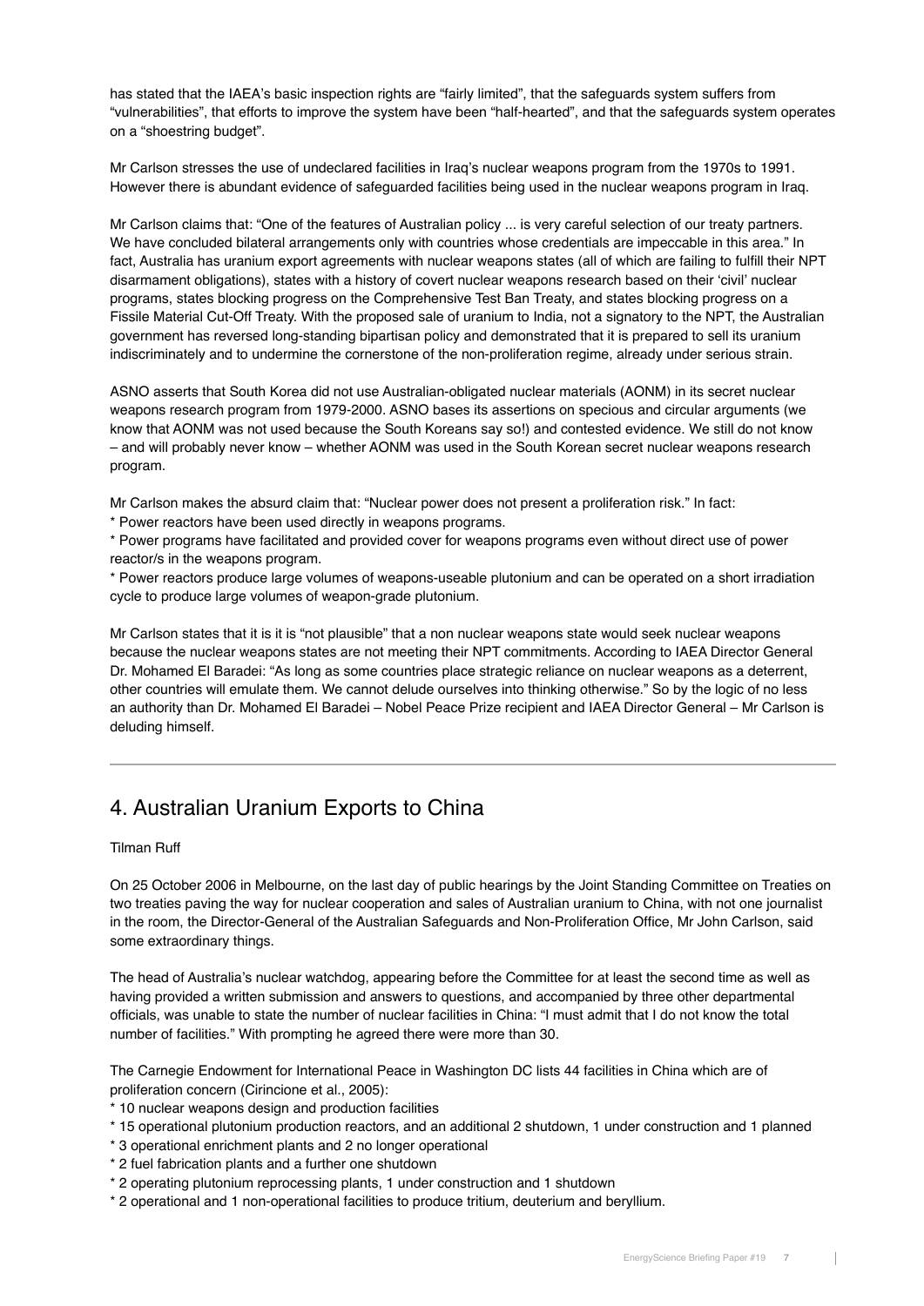has stated that the IAEA's basic inspection rights are "fairly limited", that the safeguards system suffers from "vulnerabilities", that efforts to improve the system have been "half-hearted", and that the safeguards system operates on a "shoestring budget".

Mr Carlson stresses the use of undeclared facilities in Iraq's nuclear weapons program from the 1970s to 1991. However there is abundant evidence of safeguarded facilities being used in the nuclear weapons program in Iraq.

Mr Carlson claims that: "One of the features of Australian policy ... is very careful selection of our treaty partners. We have concluded bilateral arrangements only with countries whose credentials are impeccable in this area." In fact, Australia has uranium export agreements with nuclear weapons states (all of which are failing to fulfill their NPT disarmament obligations), states with a history of covert nuclear weapons research based on their 'civil' nuclear programs, states blocking progress on the Comprehensive Test Ban Treaty, and states blocking progress on a Fissile Material Cut-Off Treaty. With the proposed sale of uranium to India, not a signatory to the NPT, the Australian government has reversed long-standing bipartisan policy and demonstrated that it is prepared to sell its uranium indiscriminately and to undermine the cornerstone of the non-proliferation regime, already under serious strain.

ASNO asserts that South Korea did not use Australian-obligated nuclear materials (AONM) in its secret nuclear weapons research program from 1979-2000. ASNO bases its assertions on specious and circular arguments (we know that AONM was not used because the South Koreans say so!) and contested evidence. We still do not know – and will probably never know – whether AONM was used in the South Korean secret nuclear weapons research program.

Mr Carlson makes the absurd claim that: "Nuclear power does not present a proliferation risk." In fact:

* Power reactors have been used directly in weapons programs.
* Power programs have facilitated and provided cover for weapons programs even without direct use of power reactor/s in the weapons program.
* Power reactors produce large volumes of weapons-useable plutonium and can be operated on a short irradiation cycle to produce large volumes of weapon-grade plutonium.

Mr Carlson states that it is it is "not plausible" that a non nuclear weapons state would seek nuclear weapons because the nuclear weapons states are not meeting their NPT commitments. According to IAEA Director General Dr. Mohamed El Baradei: "As long as some countries place strategic reliance on nuclear weapons as a deterrent, other countries will emulate them. We cannot delude ourselves into thinking otherwise." So by the logic of no less an authority than Dr. Mohamed El Baradei – Nobel Peace Prize recipient and IAEA Director General – Mr Carlson is deluding himself.

---

## 4. Australian Uranium Exports to China

Tilman Ruff

On 25 October 2006 in Melbourne, on the last day of public hearings by the Joint Standing Committee on Treaties on two treaties paving the way for nuclear cooperation and sales of Australian uranium to China, with not one journalist in the room, the Director-General of the Australian Safeguards and Non-Proliferation Office, Mr John Carlson, said some extraordinary things.

The head of Australia's nuclear watchdog, appearing before the Committee for at least the second time as well as having provided a written submission and answers to questions, and accompanied by three other departmental officials, was unable to state the number of nuclear facilities in China: "I must admit that I do not know the total number of facilities." With prompting he agreed there were more than 30.

The Carnegie Endowment for International Peace in Washington DC lists 44 facilities in China which are of proliferation concern (Cirincione et al., 2005):

* 10 nuclear weapons design and production facilities
* 15 operational plutonium production reactors, and an additional 2 shutdown, 1 under construction and 1 planned
* 3 operational enrichment plants and 2 no longer operational
* 2 fuel fabrication plants and a further one shutdown
* 2 operating plutonium reprocessing plants, 1 under construction and 1 shutdown
* 2 operational and 1 non-operational facilities to produce tritium, deuterium and beryllium.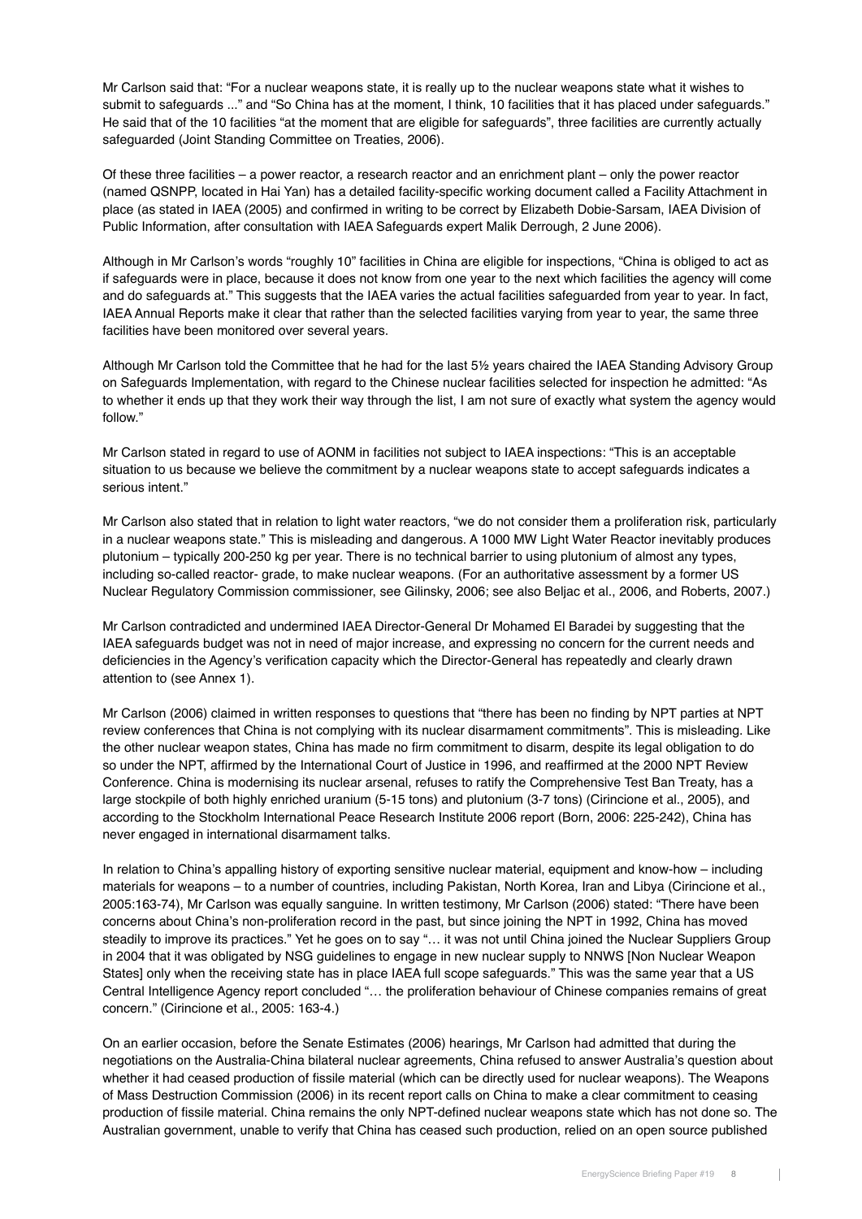Mr Carlson said that: “For a nuclear weapons state, it is really up to the nuclear weapons state what it wishes to submit to safeguards ...” and “So China has at the moment, I think, 10 facilities that it has placed under safeguards.” He said that of the 10 facilities “at the moment that are eligible for safeguards”, three facilities are currently actually safeguarded (Joint Standing Committee on Treaties, 2006).

Of these three facilities – a power reactor, a research reactor and an enrichment plant – only the power reactor (named QSNPP, located in Hai Yan) has a detailed facility-specific working document called a Facility Attachment in place (as stated in IAEA (2005) and confirmed in writing to be correct by Elizabeth Dobie-Sarsam, IAEA Division of Public Information, after consultation with IAEA Safeguards expert Malik Derrough, 2 June 2006).

Although in Mr Carlson’s words “roughly 10” facilities in China are eligible for inspections, “China is obliged to act as if safeguards were in place, because it does not know from one year to the next which facilities the agency will come and do safeguards at.” This suggests that the IAEA varies the actual facilities safeguarded from year to year. In fact, IAEA Annual Reports make it clear that rather than the selected facilities varying from year to year, the same three facilities have been monitored over several years.

Although Mr Carlson told the Committee that he had for the last 5½ years chaired the IAEA Standing Advisory Group on Safeguards Implementation, with regard to the Chinese nuclear facilities selected for inspection he admitted: “As to whether it ends up that they work their way through the list, I am not sure of exactly what system the agency would follow.”

Mr Carlson stated in regard to use of AONM in facilities not subject to IAEA inspections: “This is an acceptable situation to us because we believe the commitment by a nuclear weapons state to accept safeguards indicates a serious intent.”

Mr Carlson also stated that in relation to light water reactors, “we do not consider them a proliferation risk, particularly in a nuclear weapons state.” This is misleading and dangerous. A 1000 MW Light Water Reactor inevitably produces plutonium – typically 200-250 kg per year. There is no technical barrier to using plutonium of almost any types, including so-called reactor- grade, to make nuclear weapons. (For an authoritative assessment by a former US Nuclear Regulatory Commission commissioner, see Gilinsky, 2006; see also Beljac et al., 2006, and Roberts, 2007.)

Mr Carlson contradicted and undermined IAEA Director-General Dr Mohamed El Baradei by suggesting that the IAEA safeguards budget was not in need of major increase, and expressing no concern for the current needs and deficiencies in the Agency’s verification capacity which the Director-General has repeatedly and clearly drawn attention to (see Annex 1).

Mr Carlson (2006) claimed in written responses to questions that “there has been no finding by NPT parties at NPT review conferences that China is not complying with its nuclear disarmament commitments”. This is misleading. Like the other nuclear weapon states, China has made no firm commitment to disarm, despite its legal obligation to do so under the NPT, affirmed by the International Court of Justice in 1996, and reaffirmed at the 2000 NPT Review Conference. China is modernising its nuclear arsenal, refuses to ratify the Comprehensive Test Ban Treaty, has a large stockpile of both highly enriched uranium (5-15 tons) and plutonium (3-7 tons) (Cirincione et al., 2005), and according to the Stockholm International Peace Research Institute 2006 report (Born, 2006: 225-242), China has never engaged in international disarmament talks.

In relation to China’s appalling history of exporting sensitive nuclear material, equipment and know-how – including materials for weapons – to a number of countries, including Pakistan, North Korea, Iran and Libya (Cirincione et al., 2005:163-74), Mr Carlson was equally sanguine. In written testimony, Mr Carlson (2006) stated: “There have been concerns about China’s non-proliferation record in the past, but since joining the NPT in 1992, China has moved steadily to improve its practices.” Yet he goes on to say “… it was not until China joined the Nuclear Suppliers Group in 2004 that it was obligated by NSG guidelines to engage in new nuclear supply to NNWS [Non Nuclear Weapon States] only when the receiving state has in place IAEA full scope safeguards.” This was the same year that a US Central Intelligence Agency report concluded “… the proliferation behaviour of Chinese companies remains of great concern.” (Cirincione et al., 2005: 163-4.)

On an earlier occasion, before the Senate Estimates (2006) hearings, Mr Carlson had admitted that during the negotiations on the Australia-China bilateral nuclear agreements, China refused to answer Australia’s question about whether it had ceased production of fissile material (which can be directly used for nuclear weapons). The Weapons of Mass Destruction Commission (2006) in its recent report calls on China to make a clear commitment to ceasing production of fissile material. China remains the only NPT-defined nuclear weapons state which has not done so. The Australian government, unable to verify that China has ceased such production, relied on an open source published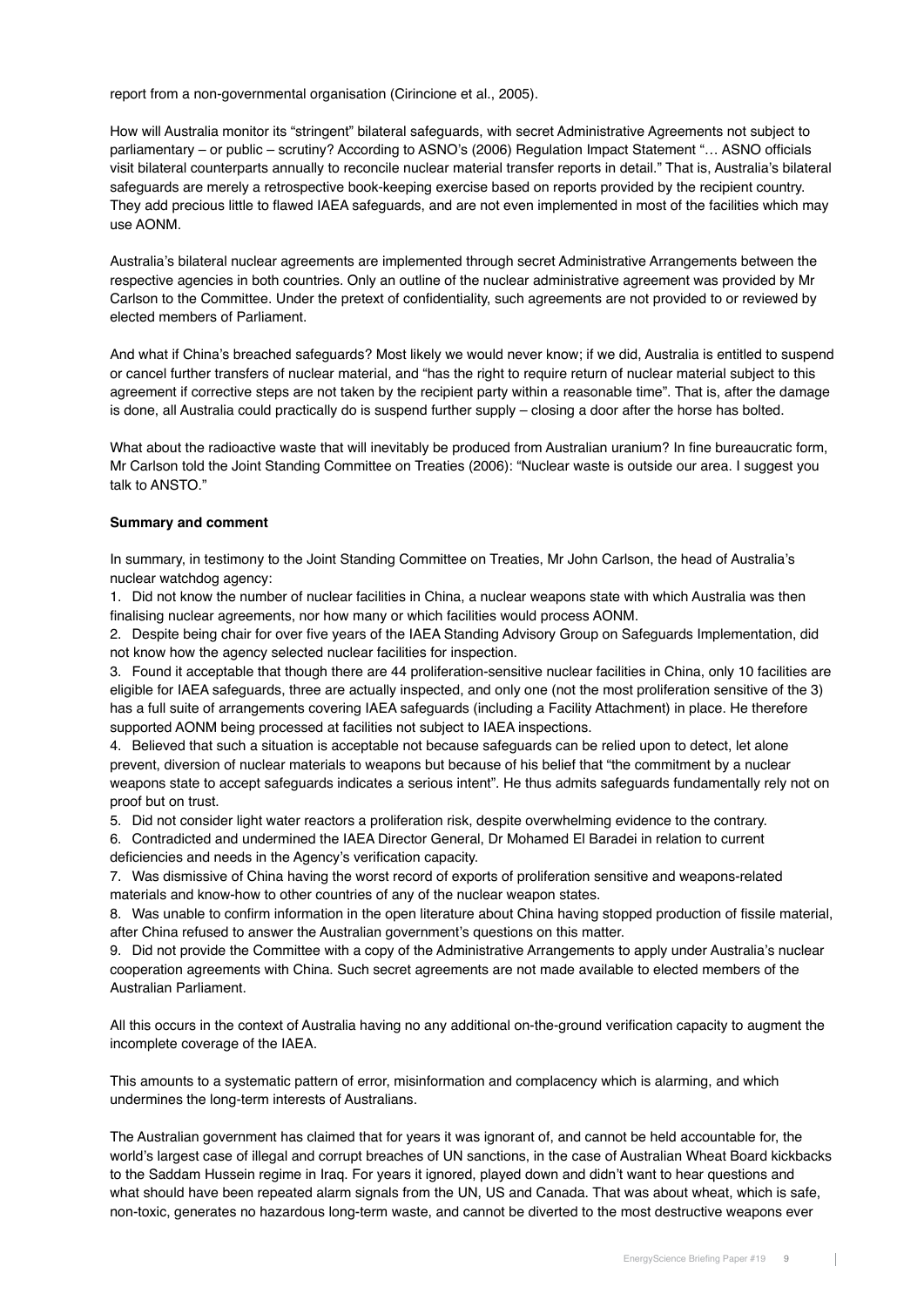report from a non-governmental organisation (Cirincione et al., 2005).

How will Australia monitor its "stringent" bilateral safeguards, with secret Administrative Agreements not subject to parliamentary – or public – scrutiny? According to ASNO's (2006) Regulation Impact Statement "… ASNO officials visit bilateral counterparts annually to reconcile nuclear material transfer reports in detail." That is, Australia's bilateral safeguards are merely a retrospective book-keeping exercise based on reports provided by the recipient country. They add precious little to flawed IAEA safeguards, and are not even implemented in most of the facilities which may use AONM.

Australia's bilateral nuclear agreements are implemented through secret Administrative Arrangements between the respective agencies in both countries. Only an outline of the nuclear administrative agreement was provided by Mr Carlson to the Committee. Under the pretext of confidentiality, such agreements are not provided to or reviewed by elected members of Parliament.

And what if China's breached safeguards? Most likely we would never know; if we did, Australia is entitled to suspend or cancel further transfers of nuclear material, and "has the right to require return of nuclear material subject to this agreement if corrective steps are not taken by the recipient party within a reasonable time". That is, after the damage is done, all Australia could practically do is suspend further supply – closing a door after the horse has bolted.

What about the radioactive waste that will inevitably be produced from Australian uranium? In fine bureaucratic form, Mr Carlson told the Joint Standing Committee on Treaties (2006): "Nuclear waste is outside our area. I suggest you talk to ANSTO."

**Summary and comment**

In summary, in testimony to the Joint Standing Committee on Treaties, Mr John Carlson, the head of Australia's nuclear watchdog agency:

1. Did not know the number of nuclear facilities in China, a nuclear weapons state with which Australia was then finalising nuclear agreements, nor how many or which facilities would process AONM.
2. Despite being chair for over five years of the IAEA Standing Advisory Group on Safeguards Implementation, did not know how the agency selected nuclear facilities for inspection.
3. Found it acceptable that though there are 44 proliferation-sensitive nuclear facilities in China, only 10 facilities are eligible for IAEA safeguards, three are actually inspected, and only one (not the most proliferation sensitive of the 3) has a full suite of arrangements covering IAEA safeguards (including a Facility Attachment) in place. He therefore supported AONM being processed at facilities not subject to IAEA inspections.
4. Believed that such a situation is acceptable not because safeguards can be relied upon to detect, let alone prevent, diversion of nuclear materials to weapons but because of his belief that "the commitment by a nuclear weapons state to accept safeguards indicates a serious intent". He thus admits safeguards fundamentally rely not on proof but on trust.
5. Did not consider light water reactors a proliferation risk, despite overwhelming evidence to the contrary.
6. Contradicted and undermined the IAEA Director General, Dr Mohamed El Baradei in relation to current deficiencies and needs in the Agency's verification capacity.
7. Was dismissive of China having the worst record of exports of proliferation sensitive and weapons-related materials and know-how to other countries of any of the nuclear weapon states.
8. Was unable to confirm information in the open literature about China having stopped production of fissile material, after China refused to answer the Australian government's questions on this matter.
9. Did not provide the Committee with a copy of the Administrative Arrangements to apply under Australia's nuclear cooperation agreements with China. Such secret agreements are not made available to elected members of the Australian Parliament.

All this occurs in the context of Australia having no any additional on-the-ground verification capacity to augment the incomplete coverage of the IAEA.

This amounts to a systematic pattern of error, misinformation and complacency which is alarming, and which undermines the long-term interests of Australians.

The Australian government has claimed that for years it was ignorant of, and cannot be held accountable for, the world's largest case of illegal and corrupt breaches of UN sanctions, in the case of Australian Wheat Board kickbacks to the Saddam Hussein regime in Iraq. For years it ignored, played down and didn't want to hear questions and what should have been repeated alarm signals from the UN, US and Canada. That was about wheat, which is safe, non-toxic, generates no hazardous long-term waste, and cannot be diverted to the most destructive weapons ever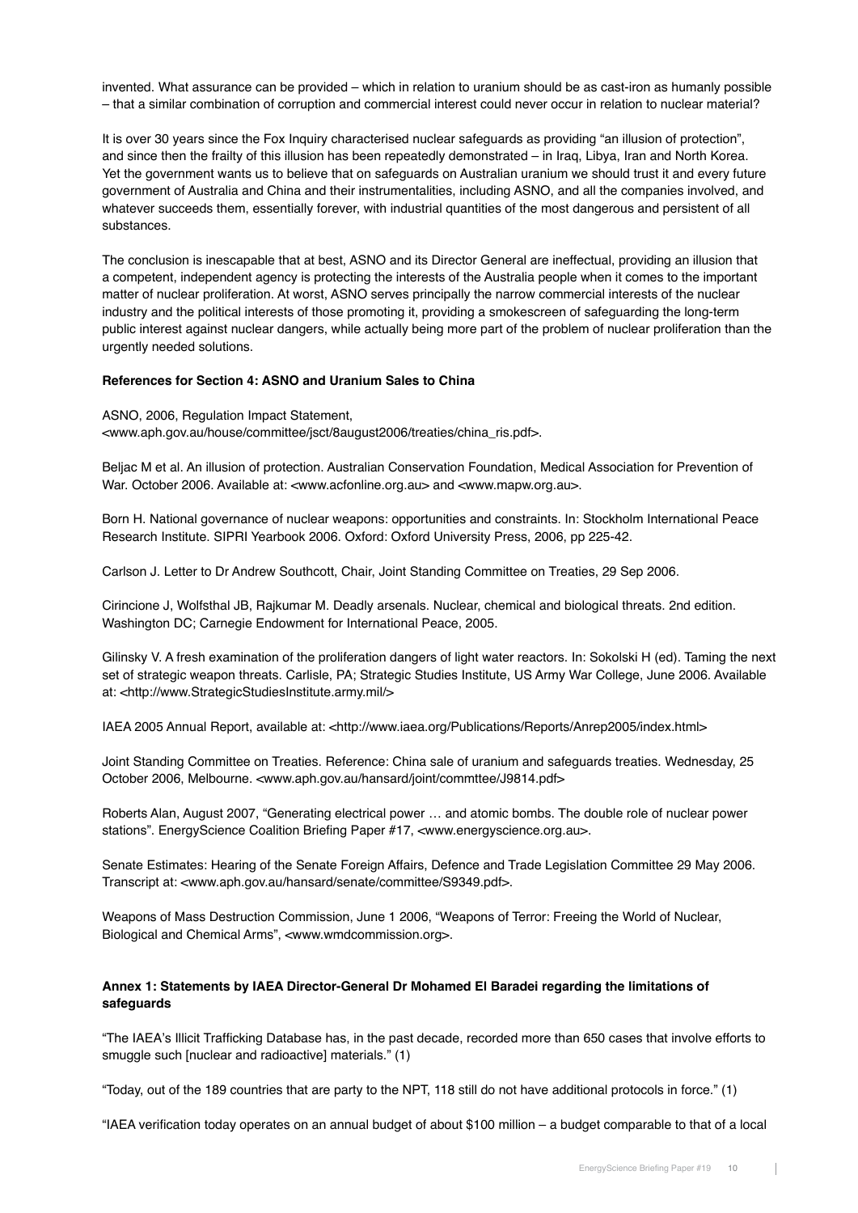invented. What assurance can be provided – which in relation to uranium should be as cast-iron as humanly possible – that a similar combination of corruption and commercial interest could never occur in relation to nuclear material?

It is over 30 years since the Fox Inquiry characterised nuclear safeguards as providing "an illusion of protection", and since then the frailty of this illusion has been repeatedly demonstrated – in Iraq, Libya, Iran and North Korea. Yet the government wants us to believe that on safeguards on Australian uranium we should trust it and every future government of Australia and China and their instrumentalities, including ASNO, and all the companies involved, and whatever succeeds them, essentially forever, with industrial quantities of the most dangerous and persistent of all substances.

The conclusion is inescapable that at best, ASNO and its Director General are ineffectual, providing an illusion that a competent, independent agency is protecting the interests of the Australia people when it comes to the important matter of nuclear proliferation. At worst, ASNO serves principally the narrow commercial interests of the nuclear industry and the political interests of those promoting it, providing a smokescreen of safeguarding the long-term public interest against nuclear dangers, while actually being more part of the problem of nuclear proliferation than the urgently needed solutions.

**References for Section 4: ASNO and Uranium Sales to China**

ASNO, 2006, Regulation Impact Statement, <www.aph.gov.au/house/committee/jsct/8august2006/treaties/china_ris.pdf>.

Beljac M et al. An illusion of protection. Australian Conservation Foundation, Medical Association for Prevention of War. October 2006. Available at: <www.acfonline.org.au> and <www.mapw.org.au>.

Born H. National governance of nuclear weapons: opportunities and constraints. In: Stockholm International Peace Research Institute. SIPRI Yearbook 2006. Oxford: Oxford University Press, 2006, pp 225-42.

Carlson J. Letter to Dr Andrew Southcott, Chair, Joint Standing Committee on Treaties, 29 Sep 2006.

Cirincione J, Wolfsthal JB, Rajkumar M. Deadly arsenals. Nuclear, chemical and biological threats. 2nd edition. Washington DC; Carnegie Endowment for International Peace, 2005.

Gilinsky V. A fresh examination of the proliferation dangers of light water reactors. In: Sokolski H (ed). Taming the next set of strategic weapon threats. Carlisle, PA; Strategic Studies Institute, US Army War College, June 2006. Available at: <http://www.StrategicStudiesInstitute.army.mil/>

IAEA 2005 Annual Report, available at: <http://www.iaea.org/Publications/Reports/Anrep2005/index.html>

Joint Standing Committee on Treaties. Reference: China sale of uranium and safeguards treaties. Wednesday, 25 October 2006, Melbourne. <www.aph.gov.au/hansard/joint/commttee/J9814.pdf>

Roberts Alan, August 2007, "Generating electrical power … and atomic bombs. The double role of nuclear power stations". EnergyScience Coalition Briefing Paper #17, <www.energyscience.org.au>.

Senate Estimates: Hearing of the Senate Foreign Affairs, Defence and Trade Legislation Committee 29 May 2006. Transcript at: <www.aph.gov.au/hansard/senate/committee/S9349.pdf>.

Weapons of Mass Destruction Commission, June 1 2006, "Weapons of Terror: Freeing the World of Nuclear, Biological and Chemical Arms", <www.wmdcommission.org>.

**Annex 1: Statements by IAEA Director-General Dr Mohamed El Baradei regarding the limitations of safeguards**

"The IAEA's Illicit Trafficking Database has, in the past decade, recorded more than 650 cases that involve efforts to smuggle such [nuclear and radioactive] materials." (1)

"Today, out of the 189 countries that are party to the NPT, 118 still do not have additional protocols in force." (1)

"IAEA verification today operates on an annual budget of about $100 million – a budget comparable to that of a local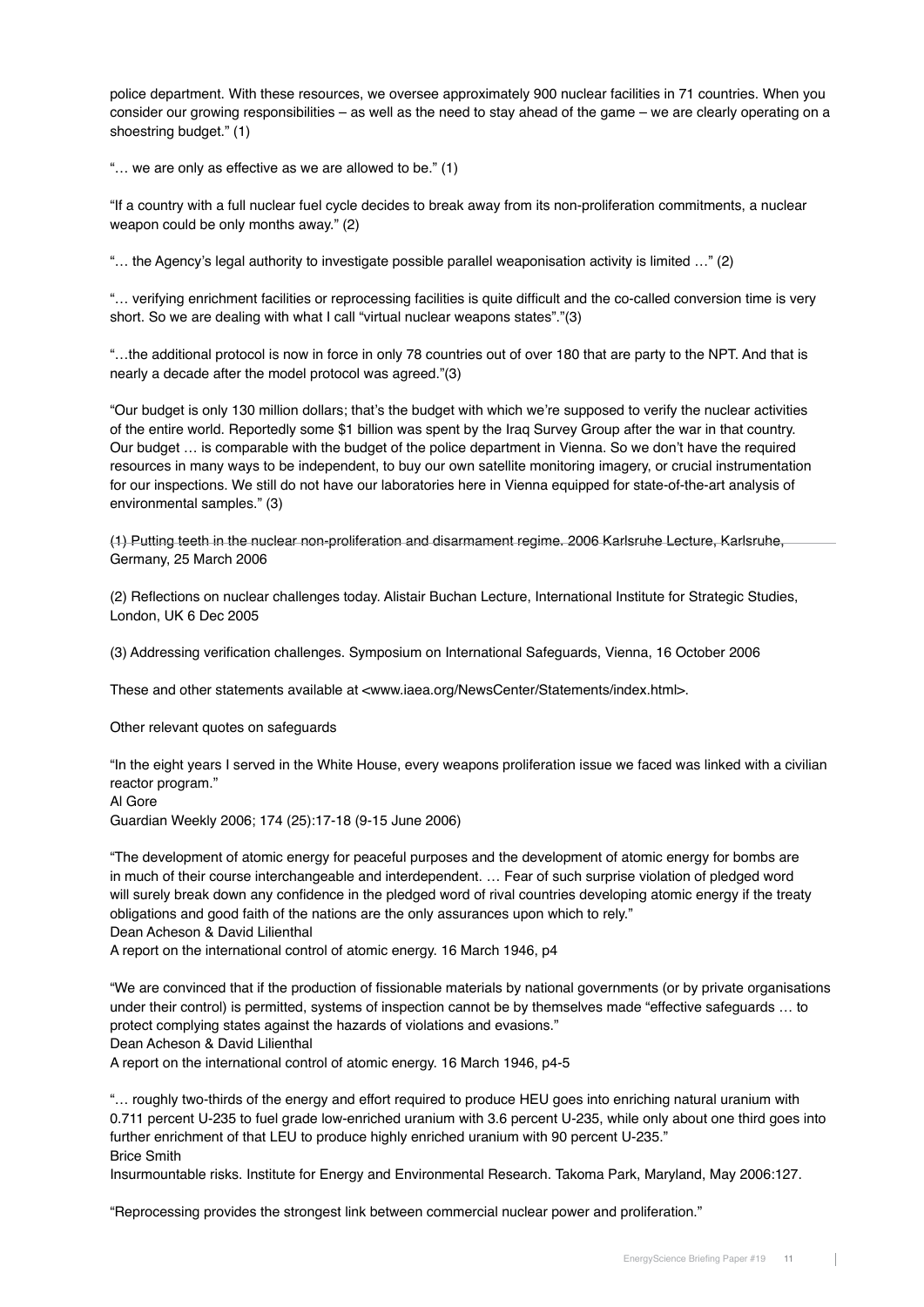police department. With these resources, we oversee approximately 900 nuclear facilities in 71 countries. When you consider our growing responsibilities – as well as the need to stay ahead of the game – we are clearly operating on a shoestring budget." (1)

"… we are only as effective as we are allowed to be." (1)

"If a country with a full nuclear fuel cycle decides to break away from its non-proliferation commitments, a nuclear weapon could be only months away." (2)

"… the Agency's legal authority to investigate possible parallel weaponisation activity is limited …" (2)

"… verifying enrichment facilities or reprocessing facilities is quite difficult and the co-called conversion time is very short. So we are dealing with what I call "virtual nuclear weapons states"."(3)

"…the additional protocol is now in force in only 78 countries out of over 180 that are party to the NPT. And that is nearly a decade after the model protocol was agreed."(3)

"Our budget is only 130 million dollars; that's the budget with which we're supposed to verify the nuclear activities of the entire world. Reportedly some $1 billion was spent by the Iraq Survey Group after the war in that country. Our budget … is comparable with the budget of the police department in Vienna. So we don't have the required resources in many ways to be independent, to buy our own satellite monitoring imagery, or crucial instrumentation for our inspections. We still do not have our laboratories here in Vienna equipped for state-of-the-art analysis of environmental samples." (3)

(1) Putting teeth in the nuclear non-proliferation and disarmament regime. 2006 Karlsruhe Lecture, Karlsruhe, Germany, 25 March 2006

(2) Reflections on nuclear challenges today. Alistair Buchan Lecture, International Institute for Strategic Studies, London, UK 6 Dec 2005

(3) Addressing verification challenges. Symposium on International Safeguards, Vienna, 16 October 2006

These and other statements available at <www.iaea.org/NewsCenter/Statements/index.html>.

Other relevant quotes on safeguards

"In the eight years I served in the White House, every weapons proliferation issue we faced was linked with a civilian reactor program."
Al Gore
Guardian Weekly 2006; 174 (25):17-18 (9-15 June 2006)

"The development of atomic energy for peaceful purposes and the development of atomic energy for bombs are in much of their course interchangeable and interdependent. … Fear of such surprise violation of pledged word will surely break down any confidence in the pledged word of rival countries developing atomic energy if the treaty obligations and good faith of the nations are the only assurances upon which to rely."
Dean Acheson & David Lilienthal
A report on the international control of atomic energy. 16 March 1946, p4

"We are convinced that if the production of fissionable materials by national governments (or by private organisations under their control) is permitted, systems of inspection cannot be by themselves made "effective safeguards … to protect complying states against the hazards of violations and evasions."
Dean Acheson & David Lilienthal
A report on the international control of atomic energy. 16 March 1946, p4-5

"… roughly two-thirds of the energy and effort required to produce HEU goes into enriching natural uranium with 0.711 percent U-235 to fuel grade low-enriched uranium with 3.6 percent U-235, while only about one third goes into further enrichment of that LEU to produce highly enriched uranium with 90 percent U-235."
Brice Smith
Insurmountable risks. Institute for Energy and Environmental Research. Takoma Park, Maryland, May 2006:127.

"Reprocessing provides the strongest link between commercial nuclear power and proliferation."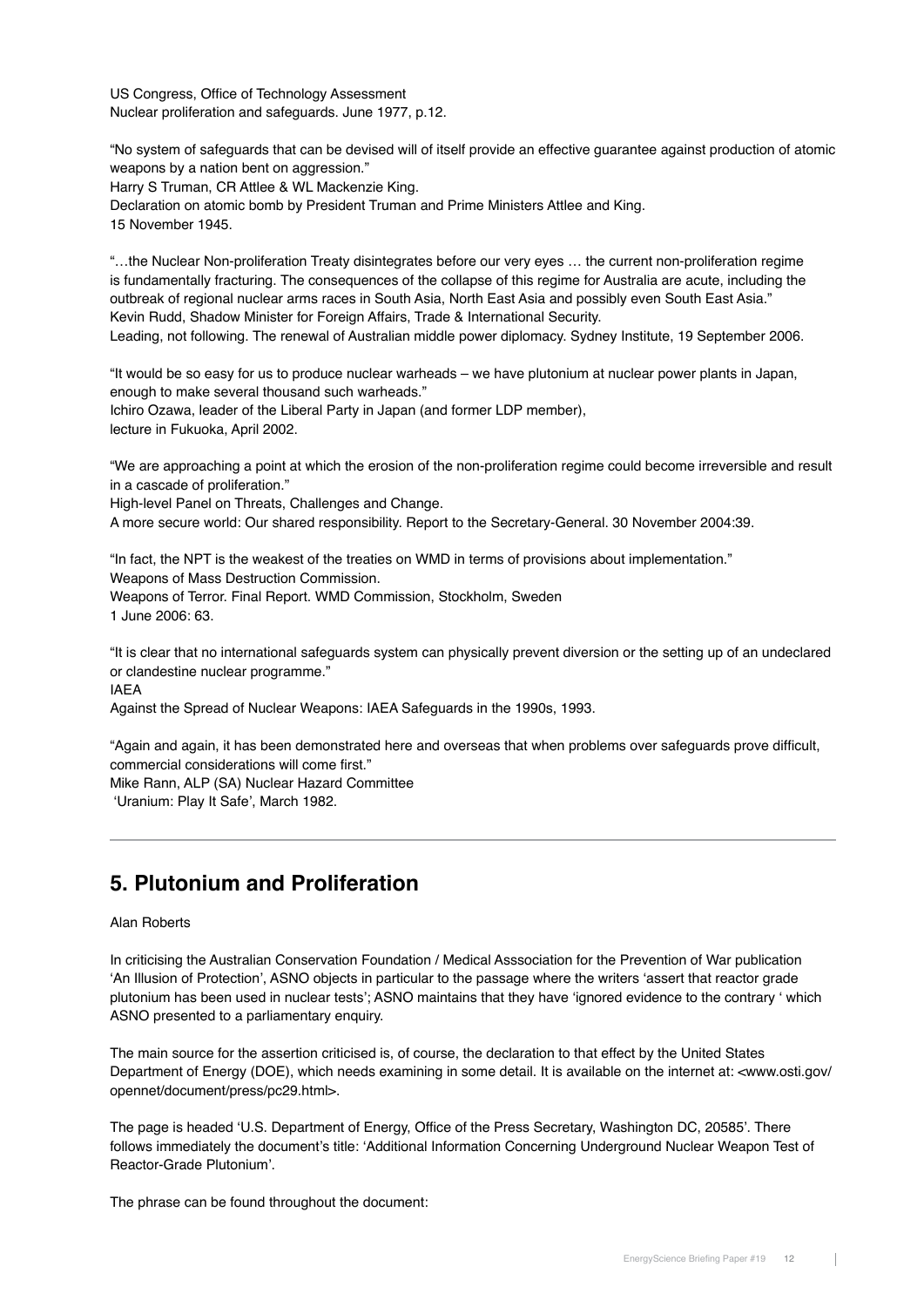US Congress, Office of Technology Assessment
Nuclear proliferation and safeguards. June 1977, p.12.

"No system of safeguards that can be devised will of itself provide an effective guarantee against production of atomic weapons by a nation bent on aggression."
Harry S Truman, CR Attlee & WL Mackenzie King.
Declaration on atomic bomb by President Truman and Prime Ministers Attlee and King.
15 November 1945.

"…the Nuclear Non-proliferation Treaty disintegrates before our very eyes … the current non-proliferation regime is fundamentally fracturing. The consequences of the collapse of this regime for Australia are acute, including the outbreak of regional nuclear arms races in South Asia, North East Asia and possibly even South East Asia."
Kevin Rudd, Shadow Minister for Foreign Affairs, Trade & International Security.
Leading, not following. The renewal of Australian middle power diplomacy. Sydney Institute, 19 September 2006.

"It would be so easy for us to produce nuclear warheads – we have plutonium at nuclear power plants in Japan, enough to make several thousand such warheads."
Ichiro Ozawa, leader of the Liberal Party in Japan (and former LDP member),
lecture in Fukuoka, April 2002.

"We are approaching a point at which the erosion of the non-proliferation regime could become irreversible and result in a cascade of proliferation."
High-level Panel on Threats, Challenges and Change.
A more secure world: Our shared responsibility. Report to the Secretary-General. 30 November 2004:39.

"In fact, the NPT is the weakest of the treaties on WMD in terms of provisions about implementation."
Weapons of Mass Destruction Commission.
Weapons of Terror. Final Report. WMD Commission, Stockholm, Sweden
1 June 2006: 63.

"It is clear that no international safeguards system can physically prevent diversion or the setting up of an undeclared or clandestine nuclear programme."
IAEA
Against the Spread of Nuclear Weapons: IAEA Safeguards in the 1990s, 1993.

"Again and again, it has been demonstrated here and overseas that when problems over safeguards prove difficult, commercial considerations will come first."
Mike Rann, ALP (SA) Nuclear Hazard Committee
'Uranium: Play It Safe', March 1982.

---

## 5. Plutonium and Proliferation

Alan Roberts

In criticising the Australian Conservation Foundation / Medical Asssociation for the Prevention of War publication 'An Illusion of Protection', ASNO objects in particular to the passage where the writers 'assert that reactor grade plutonium has been used in nuclear tests'; ASNO maintains that they have 'ignored evidence to the contrary ' which ASNO presented to a parliamentary enquiry.

The main source for the assertion criticised is, of course, the declaration to that effect by the United States Department of Energy (DOE), which needs examining in some detail. It is available on the internet at: <www.osti.gov/opennet/document/press/pc29.html>.

The page is headed 'U.S. Department of Energy, Office of the Press Secretary, Washington DC, 20585'. There follows immediately the document's title: 'Additional Information Concerning Underground Nuclear Weapon Test of Reactor-Grade Plutonium'.

The phrase can be found throughout the document: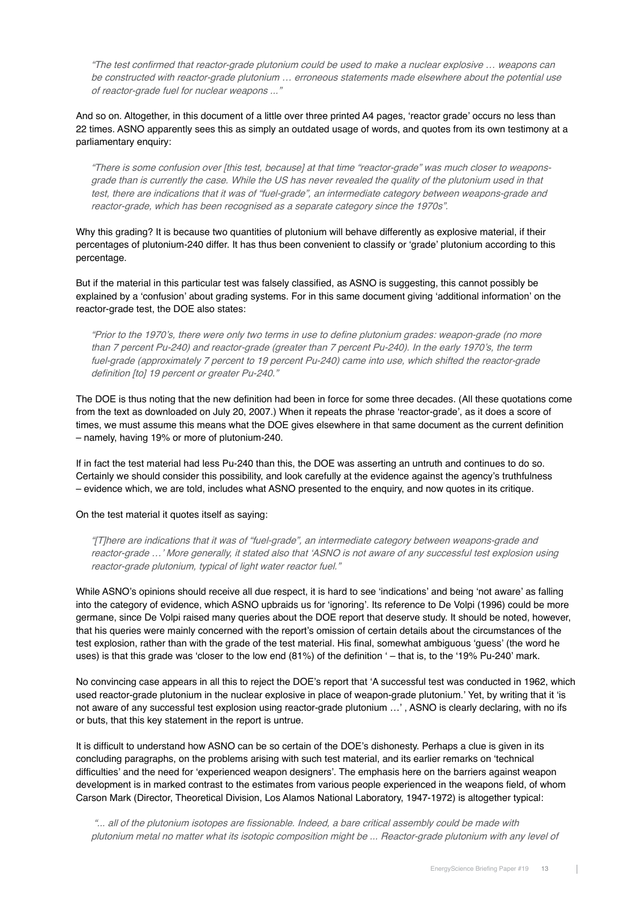> *"The test confirmed that reactor-grade plutonium could be used to make a nuclear explosive … weapons can be constructed with reactor-grade plutonium … erroneous statements made elsewhere about the potential use of reactor-grade fuel for nuclear weapons ..."*

And so on. Altogether, in this document of a little over three printed A4 pages, 'reactor grade' occurs no less than 22 times. ASNO apparently sees this as simply an outdated usage of words, and quotes from its own testimony at a parliamentary enquiry:

> *"There is some confusion over [this test, because] at that time "reactor-grade" was much closer to weapons-grade than is currently the case. While the US has never revealed the quality of the plutonium used in that test, there are indications that it was of "fuel-grade", an intermediate category between weapons-grade and reactor-grade, which has been recognised as a separate category since the 1970s".*

Why this grading? It is because two quantities of plutonium will behave differently as explosive material, if their percentages of plutonium-240 differ. It has thus been convenient to classify or 'grade' plutonium according to this percentage.

But if the material in this particular test was falsely classified, as ASNO is suggesting, this cannot possibly be explained by a 'confusion' about grading systems. For in this same document giving 'additional information' on the reactor-grade test, the DOE also states:

> *"Prior to the 1970's, there were only two terms in use to define plutonium grades: weapon-grade (no more than 7 percent Pu-240) and reactor-grade (greater than 7 percent Pu-240). In the early 1970's, the term fuel-grade (approximately 7 percent to 19 percent Pu-240) came into use, which shifted the reactor-grade definition [to] 19 percent or greater Pu-240."*

The DOE is thus noting that the new definition had been in force for some three decades. (All these quotations come from the text as downloaded on July 20, 2007.) When it repeats the phrase 'reactor-grade', as it does a score of times, we must assume this means what the DOE gives elsewhere in that same document as the current definition – namely, having 19% or more of plutonium-240.

If in fact the test material had less Pu-240 than this, the DOE was asserting an untruth and continues to do so. Certainly we should consider this possibility, and look carefully at the evidence against the agency's truthfulness – evidence which, we are told, includes what ASNO presented to the enquiry, and now quotes in its critique.

On the test material it quotes itself as saying:

> *"[T]here are indications that it was of "fuel-grade", an intermediate category between weapons-grade and reactor-grade …' More generally, it stated also that 'ASNO is not aware of any successful test explosion using reactor-grade plutonium, typical of light water reactor fuel."*

While ASNO's opinions should receive all due respect, it is hard to see 'indications' and being 'not aware' as falling into the category of evidence, which ASNO upbraids us for 'ignoring'. Its reference to De Volpi (1996) could be more germane, since De Volpi raised many queries about the DOE report that deserve study. It should be noted, however, that his queries were mainly concerned with the report's omission of certain details about the circumstances of the test explosion, rather than with the grade of the test material. His final, somewhat ambiguous 'guess' (the word he uses) is that this grade was 'closer to the low end (81%) of the definition ' – that is, to the '19% Pu-240' mark.

No convincing case appears in all this to reject the DOE's report that 'A successful test was conducted in 1962, which used reactor-grade plutonium in the nuclear explosive in place of weapon-grade plutonium.' Yet, by writing that it 'is not aware of any successful test explosion using reactor-grade plutonium …' , ASNO is clearly declaring, with no ifs or buts, that this key statement in the report is untrue.

It is difficult to understand how ASNO can be so certain of the DOE's dishonesty. Perhaps a clue is given in its concluding paragraphs, on the problems arising with such test material, and its earlier remarks on 'technical difficulties' and the need for 'experienced weapon designers'. The emphasis here on the barriers against weapon development is in marked contrast to the estimates from various people experienced in the weapons field, of whom Carson Mark (Director, Theoretical Division, Los Alamos National Laboratory, 1947-1972) is altogether typical:

> *"... all of the plutonium isotopes are fissionable. Indeed, a bare critical assembly could be made with plutonium metal no matter what its isotopic composition might be ... Reactor-grade plutonium with any level of*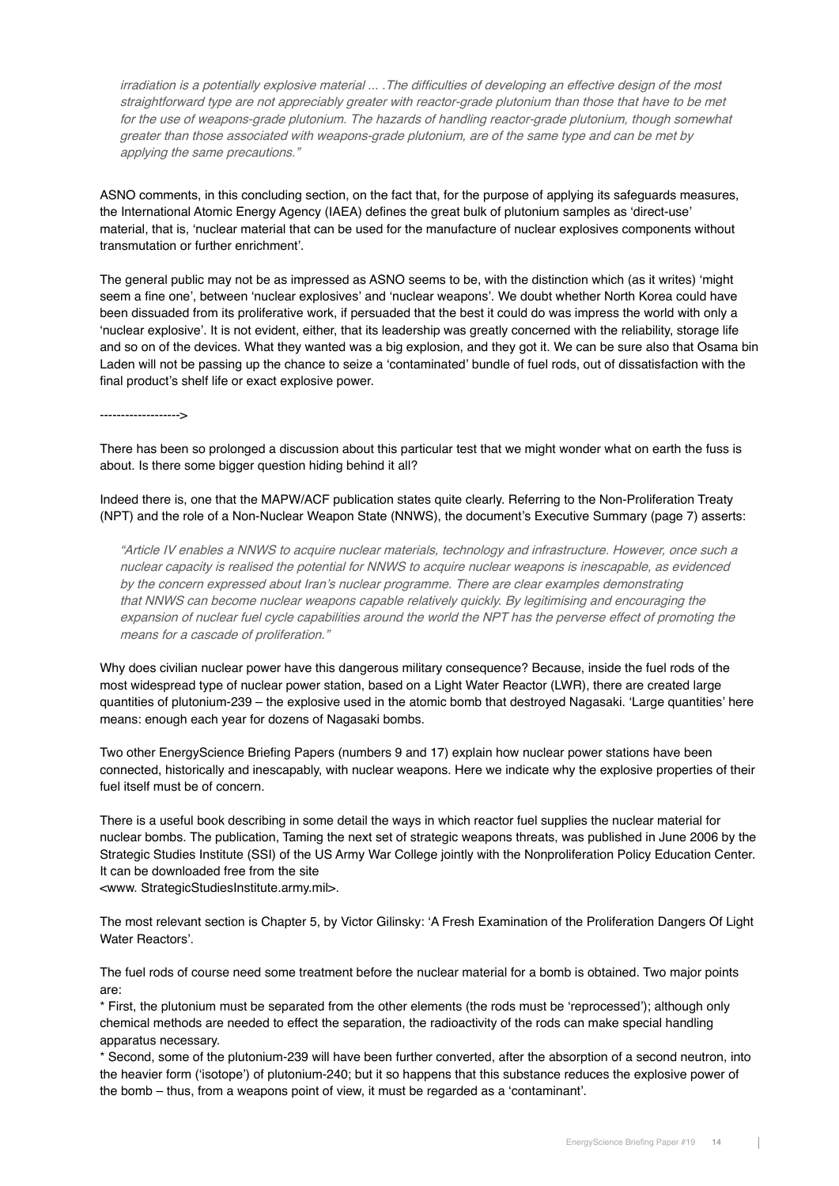*irradiation is a potentially explosive material ... .The difficulties of developing an effective design of the most straightforward type are not appreciably greater with reactor-grade plutonium than those that have to be met for the use of weapons-grade plutonium. The hazards of handling reactor-grade plutonium, though somewhat greater than those associated with weapons-grade plutonium, are of the same type and can be met by applying the same precautions."*

ASNO comments, in this concluding section, on the fact that, for the purpose of applying its safeguards measures, the International Atomic Energy Agency (IAEA) defines the great bulk of plutonium samples as 'direct-use' material, that is, 'nuclear material that can be used for the manufacture of nuclear explosives components without transmutation or further enrichment'.

The general public may not be as impressed as ASNO seems to be, with the distinction which (as it writes) 'might seem a fine one', between 'nuclear explosives' and 'nuclear weapons'. We doubt whether North Korea could have been dissuaded from its proliferative work, if persuaded that the best it could do was impress the world with only a 'nuclear explosive'. It is not evident, either, that its leadership was greatly concerned with the reliability, storage life and so on of the devices. What they wanted was a big explosion, and they got it. We can be sure also that Osama bin Laden will not be passing up the chance to seize a 'contaminated' bundle of fuel rods, out of dissatisfaction with the final product's shelf life or exact explosive power.

------------------->

There has been so prolonged a discussion about this particular test that we might wonder what on earth the fuss is about. Is there some bigger question hiding behind it all?

Indeed there is, one that the MAPW/ACF publication states quite clearly. Referring to the Non-Proliferation Treaty (NPT) and the role of a Non-Nuclear Weapon State (NNWS), the document's Executive Summary (page 7) asserts:

*"Article IV enables a NNWS to acquire nuclear materials, technology and infrastructure. However, once such a nuclear capacity is realised the potential for NNWS to acquire nuclear weapons is inescapable, as evidenced by the concern expressed about Iran's nuclear programme. There are clear examples demonstrating that NNWS can become nuclear weapons capable relatively quickly. By legitimising and encouraging the expansion of nuclear fuel cycle capabilities around the world the NPT has the perverse effect of promoting the means for a cascade of proliferation."*

Why does civilian nuclear power have this dangerous military consequence? Because, inside the fuel rods of the most widespread type of nuclear power station, based on a Light Water Reactor (LWR), there are created large quantities of plutonium-239 – the explosive used in the atomic bomb that destroyed Nagasaki. 'Large quantities' here means: enough each year for dozens of Nagasaki bombs.

Two other EnergyScience Briefing Papers (numbers 9 and 17) explain how nuclear power stations have been connected, historically and inescapably, with nuclear weapons. Here we indicate why the explosive properties of their fuel itself must be of concern.

There is a useful book describing in some detail the ways in which reactor fuel supplies the nuclear material for nuclear bombs. The publication, Taming the next set of strategic weapons threats, was published in June 2006 by the Strategic Studies Institute (SSI) of the US Army War College jointly with the Nonproliferation Policy Education Center. It can be downloaded free from the site
<www. StrategicStudiesInstitute.army.mil>.

The most relevant section is Chapter 5, by Victor Gilinsky: 'A Fresh Examination of the Proliferation Dangers Of Light Water Reactors'.

The fuel rods of course need some treatment before the nuclear material for a bomb is obtained. Two major points are:

* First, the plutonium must be separated from the other elements (the rods must be 'reprocessed'); although only chemical methods are needed to effect the separation, the radioactivity of the rods can make special handling apparatus necessary.
* Second, some of the plutonium-239 will have been further converted, after the absorption of a second neutron, into the heavier form ('isotope') of plutonium-240; but it so happens that this substance reduces the explosive power of the bomb – thus, from a weapons point of view, it must be regarded as a 'contaminant'.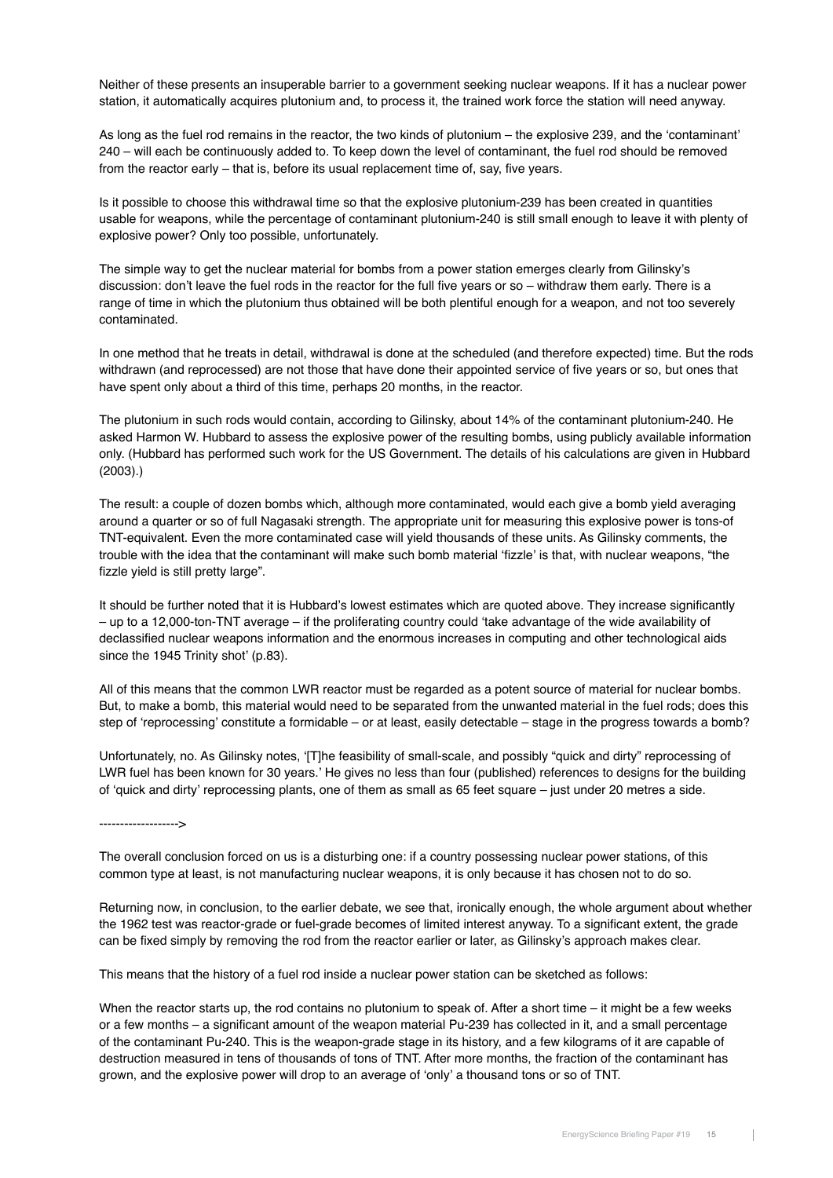Neither of these presents an insuperable barrier to a government seeking nuclear weapons. If it has a nuclear power station, it automatically acquires plutonium and, to process it, the trained work force the station will need anyway.

As long as the fuel rod remains in the reactor, the two kinds of plutonium – the explosive 239, and the 'contaminant' 240 – will each be continuously added to. To keep down the level of contaminant, the fuel rod should be removed from the reactor early – that is, before its usual replacement time of, say, five years.

Is it possible to choose this withdrawal time so that the explosive plutonium-239 has been created in quantities usable for weapons, while the percentage of contaminant plutonium-240 is still small enough to leave it with plenty of explosive power? Only too possible, unfortunately.

The simple way to get the nuclear material for bombs from a power station emerges clearly from Gilinsky's discussion: don't leave the fuel rods in the reactor for the full five years or so – withdraw them early. There is a range of time in which the plutonium thus obtained will be both plentiful enough for a weapon, and not too severely contaminated.

In one method that he treats in detail, withdrawal is done at the scheduled (and therefore expected) time. But the rods withdrawn (and reprocessed) are not those that have done their appointed service of five years or so, but ones that have spent only about a third of this time, perhaps 20 months, in the reactor.

The plutonium in such rods would contain, according to Gilinsky, about 14% of the contaminant plutonium-240. He asked Harmon W. Hubbard to assess the explosive power of the resulting bombs, using publicly available information only. (Hubbard has performed such work for the US Government. The details of his calculations are given in Hubbard (2003).)

The result: a couple of dozen bombs which, although more contaminated, would each give a bomb yield averaging around a quarter or so of full Nagasaki strength. The appropriate unit for measuring this explosive power is tons-of TNT-equivalent. Even the more contaminated case will yield thousands of these units. As Gilinsky comments, the trouble with the idea that the contaminant will make such bomb material 'fizzle' is that, with nuclear weapons, "the fizzle yield is still pretty large".

It should be further noted that it is Hubbard's lowest estimates which are quoted above. They increase significantly – up to a 12,000-ton-TNT average – if the proliferating country could 'take advantage of the wide availability of declassified nuclear weapons information and the enormous increases in computing and other technological aids since the 1945 Trinity shot' (p.83).

All of this means that the common LWR reactor must be regarded as a potent source of material for nuclear bombs. But, to make a bomb, this material would need to be separated from the unwanted material in the fuel rods; does this step of 'reprocessing' constitute a formidable – or at least, easily detectable – stage in the progress towards a bomb?

Unfortunately, no. As Gilinsky notes, '[T]he feasibility of small-scale, and possibly "quick and dirty" reprocessing of LWR fuel has been known for 30 years.' He gives no less than four (published) references to designs for the building of 'quick and dirty' reprocessing plants, one of them as small as 65 feet square – just under 20 metres a side.

------------------->

The overall conclusion forced on us is a disturbing one: if a country possessing nuclear power stations, of this common type at least, is not manufacturing nuclear weapons, it is only because it has chosen not to do so.

Returning now, in conclusion, to the earlier debate, we see that, ironically enough, the whole argument about whether the 1962 test was reactor-grade or fuel-grade becomes of limited interest anyway. To a significant extent, the grade can be fixed simply by removing the rod from the reactor earlier or later, as Gilinsky's approach makes clear.

This means that the history of a fuel rod inside a nuclear power station can be sketched as follows:

When the reactor starts up, the rod contains no plutonium to speak of. After a short time – it might be a few weeks or a few months – a significant amount of the weapon material Pu-239 has collected in it, and a small percentage of the contaminant Pu-240. This is the weapon-grade stage in its history, and a few kilograms of it are capable of destruction measured in tens of thousands of tons of TNT. After more months, the fraction of the contaminant has grown, and the explosive power will drop to an average of 'only' a thousand tons or so of TNT.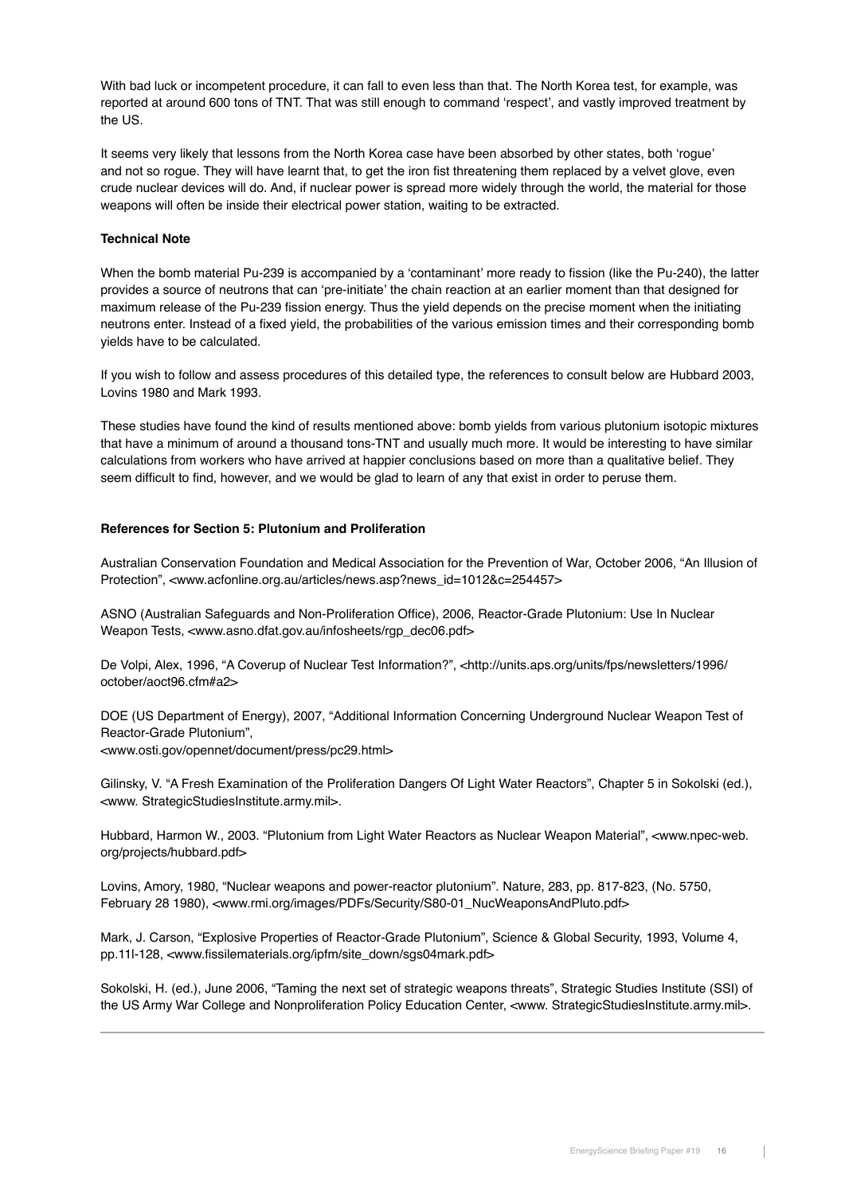With bad luck or incompetent procedure, it can fall to even less than that. The North Korea test, for example, was reported at around 600 tons of TNT. That was still enough to command 'respect', and vastly improved treatment by the US.

It seems very likely that lessons from the North Korea case have been absorbed by other states, both 'rogue' and not so rogue. They will have learnt that, to get the iron fist threatening them replaced by a velvet glove, even crude nuclear devices will do. And, if nuclear power is spread more widely through the world, the material for those weapons will often be inside their electrical power station, waiting to be extracted.

**Technical Note**

When the bomb material Pu-239 is accompanied by a 'contaminant' more ready to fission (like the Pu-240), the latter provides a source of neutrons that can 'pre-initiate' the chain reaction at an earlier moment than that designed for maximum release of the Pu-239 fission energy. Thus the yield depends on the precise moment when the initiating neutrons enter. Instead of a fixed yield, the probabilities of the various emission times and their corresponding bomb yields have to be calculated.

If you wish to follow and assess procedures of this detailed type, the references to consult below are Hubbard 2003, Lovins 1980 and Mark 1993.

These studies have found the kind of results mentioned above: bomb yields from various plutonium isotopic mixtures that have a minimum of around a thousand tons-TNT and usually much more. It would be interesting to have similar calculations from workers who have arrived at happier conclusions based on more than a qualitative belief. They seem difficult to find, however, and we would be glad to learn of any that exist in order to peruse them.

**References for Section 5: Plutonium and Proliferation**

Australian Conservation Foundation and Medical Association for the Prevention of War, October 2006, "An Illusion of Protection", <www.acfonline.org.au/articles/news.asp?news_id=1012&c=254457>

ASNO (Australian Safeguards and Non-Proliferation Office), 2006, Reactor-Grade Plutonium: Use In Nuclear Weapon Tests, <www.asno.dfat.gov.au/infosheets/rgp_dec06.pdf>

De Volpi, Alex, 1996, "A Coverup of Nuclear Test Information?", <http://units.aps.org/units/fps/newsletters/1996/october/aoct96.cfm#a2>

DOE (US Department of Energy), 2007, "Additional Information Concerning Underground Nuclear Weapon Test of Reactor-Grade Plutonium",
<www.osti.gov/opennet/document/press/pc29.html>

Gilinsky, V. "A Fresh Examination of the Proliferation Dangers Of Light Water Reactors", Chapter 5 in Sokolski (ed.), <www. StrategicStudiesInstitute.army.mil>.

Hubbard, Harmon W., 2003. "Plutonium from Light Water Reactors as Nuclear Weapon Material", <www.npec-web.org/projects/hubbard.pdf>

Lovins, Amory, 1980, "Nuclear weapons and power-reactor plutonium". Nature, 283, pp. 817-823, (No. 5750, February 28 1980), <www.rmi.org/images/PDFs/Security/S80-01_NucWeaponsAndPluto.pdf>

Mark, J. Carson, "Explosive Properties of Reactor-Grade Plutonium", Science & Global Security, 1993, Volume 4, pp.11l-128, <www.fissilematerials.org/ipfm/site_down/sgs04mark.pdf>

Sokolski, H. (ed.), June 2006, "Taming the next set of strategic weapons threats", Strategic Studies Institute (SSI) of the US Army War College and Nonproliferation Policy Education Center, <www. StrategicStudiesInstitute.army.mil>.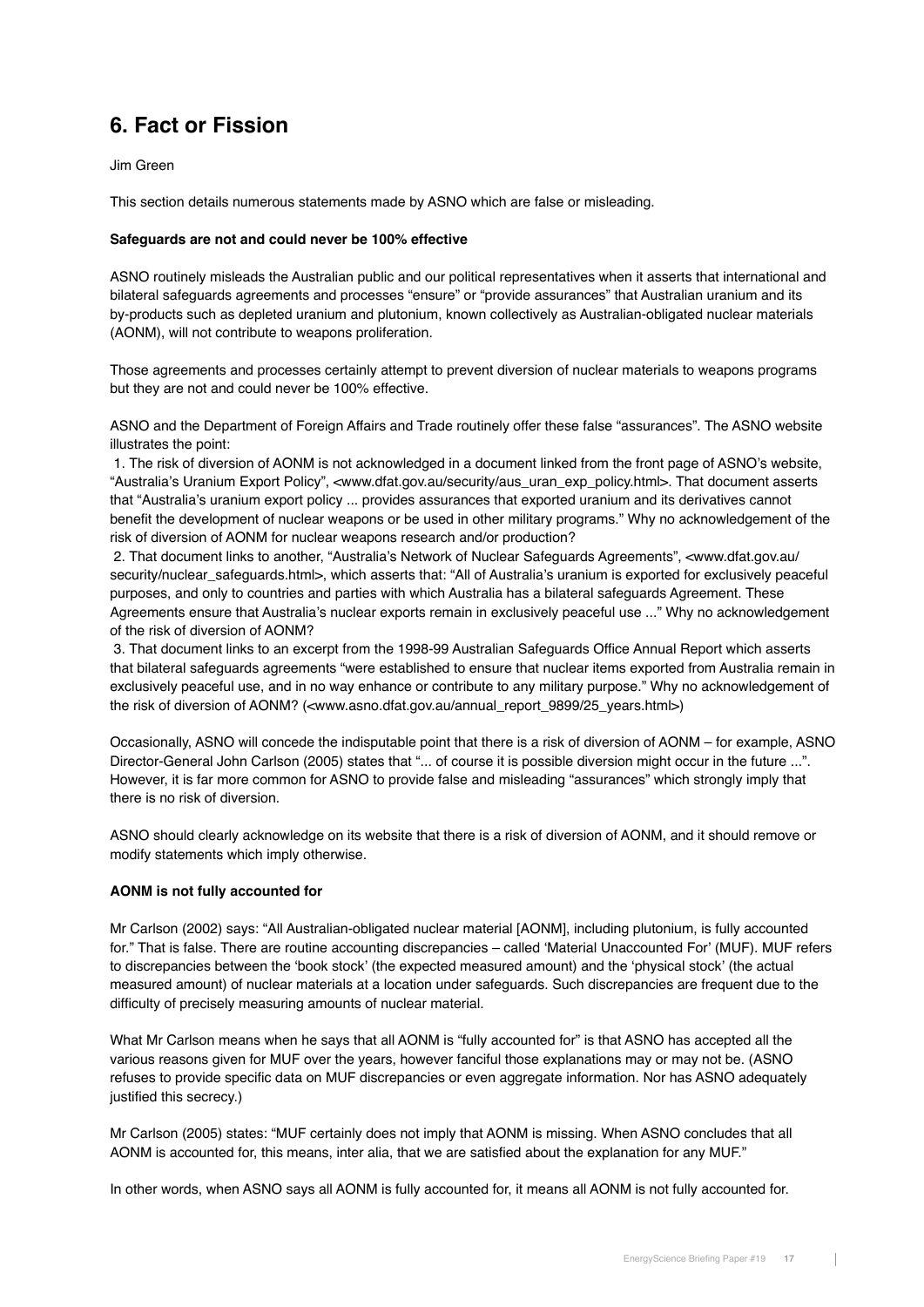## 6. Fact or Fission

Jim Green

This section details numerous statements made by ASNO which are false or misleading.

**Safeguards are not and could never be 100% effective**

ASNO routinely misleads the Australian public and our political representatives when it asserts that international and bilateral safeguards agreements and processes "ensure" or "provide assurances" that Australian uranium and its by-products such as depleted uranium and plutonium, known collectively as Australian-obligated nuclear materials (AONM), will not contribute to weapons proliferation.

Those agreements and processes certainly attempt to prevent diversion of nuclear materials to weapons programs but they are not and could never be 100% effective.

ASNO and the Department of Foreign Affairs and Trade routinely offer these false "assurances". The ASNO website illustrates the point:

1. The risk of diversion of AONM is not acknowledged in a document linked from the front page of ASNO's website, "Australia's Uranium Export Policy", <www.dfat.gov.au/security/aus_uran_exp_policy.html>. That document asserts that "Australia's uranium export policy ... provides assurances that exported uranium and its derivatives cannot benefit the development of nuclear weapons or be used in other military programs." Why no acknowledgement of the risk of diversion of AONM for nuclear weapons research and/or production?
2. That document links to another, "Australia's Network of Nuclear Safeguards Agreements", <www.dfat.gov.au/security/nuclear_safeguards.html>, which asserts that: "All of Australia's uranium is exported for exclusively peaceful purposes, and only to countries and parties with which Australia has a bilateral safeguards Agreement. These Agreements ensure that Australia's nuclear exports remain in exclusively peaceful use ..." Why no acknowledgement of the risk of diversion of AONM?
3. That document links to an excerpt from the 1998-99 Australian Safeguards Office Annual Report which asserts that bilateral safeguards agreements "were established to ensure that nuclear items exported from Australia remain in exclusively peaceful use, and in no way enhance or contribute to any military purpose." Why no acknowledgement of the risk of diversion of AONM? (<www.asno.dfat.gov.au/annual_report_9899/25_years.html>)

Occasionally, ASNO will concede the indisputable point that there is a risk of diversion of AONM – for example, ASNO Director-General John Carlson (2005) states that "... of course it is possible diversion might occur in the future ...". However, it is far more common for ASNO to provide false and misleading "assurances" which strongly imply that there is no risk of diversion.

ASNO should clearly acknowledge on its website that there is a risk of diversion of AONM, and it should remove or modify statements which imply otherwise.

**AONM is not fully accounted for**

Mr Carlson (2002) says: "All Australian-obligated nuclear material [AONM], including plutonium, is fully accounted for." That is false. There are routine accounting discrepancies – called 'Material Unaccounted For' (MUF). MUF refers to discrepancies between the 'book stock' (the expected measured amount) and the 'physical stock' (the actual measured amount) of nuclear materials at a location under safeguards. Such discrepancies are frequent due to the difficulty of precisely measuring amounts of nuclear material.

What Mr Carlson means when he says that all AONM is "fully accounted for" is that ASNO has accepted all the various reasons given for MUF over the years, however fanciful those explanations may or may not be. (ASNO refuses to provide specific data on MUF discrepancies or even aggregate information. Nor has ASNO adequately justified this secrecy.)

Mr Carlson (2005) states: "MUF certainly does not imply that AONM is missing. When ASNO concludes that all AONM is accounted for, this means, inter alia, that we are satisfied about the explanation for any MUF."

In other words, when ASNO says all AONM is fully accounted for, it means all AONM is not fully accounted for.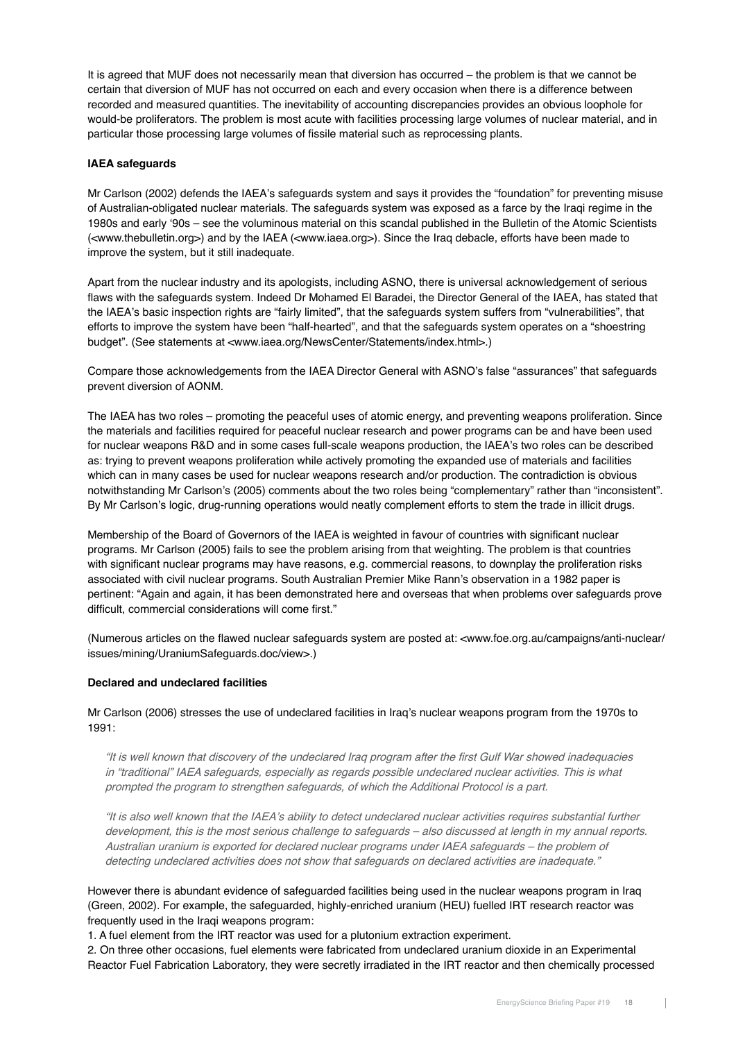It is agreed that MUF does not necessarily mean that diversion has occurred – the problem is that we cannot be certain that diversion of MUF has not occurred on each and every occasion when there is a difference between recorded and measured quantities. The inevitability of accounting discrepancies provides an obvious loophole for would-be proliferators. The problem is most acute with facilities processing large volumes of nuclear material, and in particular those processing large volumes of fissile material such as reprocessing plants.

**IAEA safeguards**

Mr Carlson (2002) defends the IAEA's safeguards system and says it provides the "foundation" for preventing misuse of Australian-obligated nuclear materials. The safeguards system was exposed as a farce by the Iraqi regime in the 1980s and early '90s – see the voluminous material on this scandal published in the Bulletin of the Atomic Scientists (<www.thebulletin.org>) and by the IAEA (<www.iaea.org>). Since the Iraq debacle, efforts have been made to improve the system, but it still inadequate.

Apart from the nuclear industry and its apologists, including ASNO, there is universal acknowledgement of serious flaws with the safeguards system. Indeed Dr Mohamed El Baradei, the Director General of the IAEA, has stated that the IAEA's basic inspection rights are "fairly limited", that the safeguards system suffers from "vulnerabilities", that efforts to improve the system have been "half-hearted", and that the safeguards system operates on a "shoestring budget". (See statements at <www.iaea.org/NewsCenter/Statements/index.html>.)

Compare those acknowledgements from the IAEA Director General with ASNO's false "assurances" that safeguards prevent diversion of AONM.

The IAEA has two roles – promoting the peaceful uses of atomic energy, and preventing weapons proliferation. Since the materials and facilities required for peaceful nuclear research and power programs can be and have been used for nuclear weapons R&D and in some cases full-scale weapons production, the IAEA's two roles can be described as: trying to prevent weapons proliferation while actively promoting the expanded use of materials and facilities which can in many cases be used for nuclear weapons research and/or production. The contradiction is obvious notwithstanding Mr Carlson's (2005) comments about the two roles being "complementary" rather than "inconsistent". By Mr Carlson's logic, drug-running operations would neatly complement efforts to stem the trade in illicit drugs.

Membership of the Board of Governors of the IAEA is weighted in favour of countries with significant nuclear programs. Mr Carlson (2005) fails to see the problem arising from that weighting. The problem is that countries with significant nuclear programs may have reasons, e.g. commercial reasons, to downplay the proliferation risks associated with civil nuclear programs. South Australian Premier Mike Rann's observation in a 1982 paper is pertinent: "Again and again, it has been demonstrated here and overseas that when problems over safeguards prove difficult, commercial considerations will come first."

(Numerous articles on the flawed nuclear safeguards system are posted at: <www.foe.org.au/campaigns/anti-nuclear/issues/mining/UraniumSafeguards.doc/view>.)

**Declared and undeclared facilities**

Mr Carlson (2006) stresses the use of undeclared facilities in Iraq's nuclear weapons program from the 1970s to 1991:

> *"It is well known that discovery of the undeclared Iraq program after the first Gulf War showed inadequacies in "traditional" IAEA safeguards, especially as regards possible undeclared nuclear activities. This is what prompted the program to strengthen safeguards, of which the Additional Protocol is a part.*
>
> *"It is also well known that the IAEA's ability to detect undeclared nuclear activities requires substantial further development, this is the most serious challenge to safeguards – also discussed at length in my annual reports. Australian uranium is exported for declared nuclear programs under IAEA safeguards – the problem of detecting undeclared activities does not show that safeguards on declared activities are inadequate."*

However there is abundant evidence of safeguarded facilities being used in the nuclear weapons program in Iraq (Green, 2002). For example, the safeguarded, highly-enriched uranium (HEU) fuelled IRT research reactor was frequently used in the Iraqi weapons program:

1. A fuel element from the IRT reactor was used for a plutonium extraction experiment.
2. On three other occasions, fuel elements were fabricated from undeclared uranium dioxide in an Experimental Reactor Fuel Fabrication Laboratory, they were secretly irradiated in the IRT reactor and then chemically processed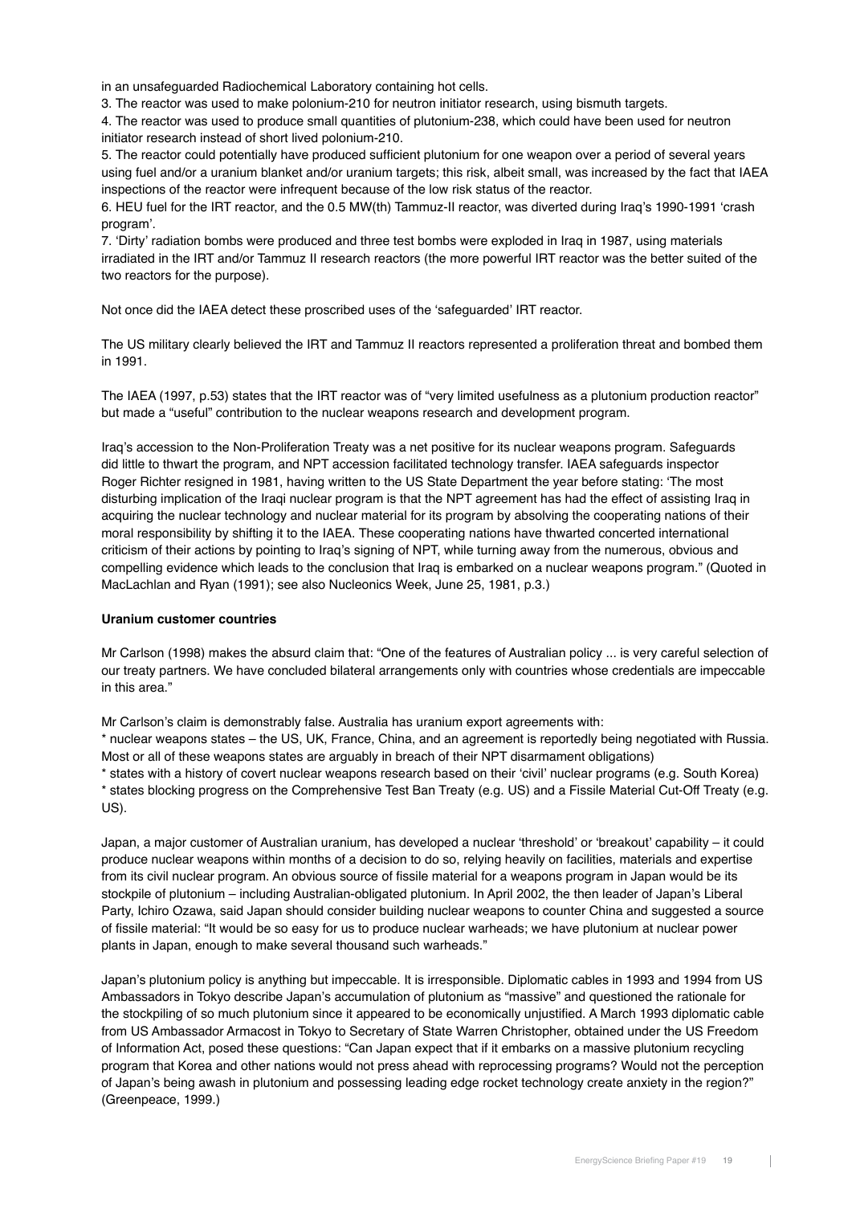in an unsafeguarded Radiochemical Laboratory containing hot cells.

3. The reactor was used to make polonium-210 for neutron initiator research, using bismuth targets.

4. The reactor was used to produce small quantities of plutonium-238, which could have been used for neutron initiator research instead of short lived polonium-210.

5. The reactor could potentially have produced sufficient plutonium for one weapon over a period of several years using fuel and/or a uranium blanket and/or uranium targets; this risk, albeit small, was increased by the fact that IAEA inspections of the reactor were infrequent because of the low risk status of the reactor.

6. HEU fuel for the IRT reactor, and the 0.5 MW(th) Tammuz-II reactor, was diverted during Iraq's 1990-1991 'crash program'.

7. 'Dirty' radiation bombs were produced and three test bombs were exploded in Iraq in 1987, using materials irradiated in the IRT and/or Tammuz II research reactors (the more powerful IRT reactor was the better suited of the two reactors for the purpose).

Not once did the IAEA detect these proscribed uses of the 'safeguarded' IRT reactor.

The US military clearly believed the IRT and Tammuz II reactors represented a proliferation threat and bombed them in 1991.

The IAEA (1997, p.53) states that the IRT reactor was of "very limited usefulness as a plutonium production reactor" but made a "useful" contribution to the nuclear weapons research and development program.

Iraq's accession to the Non-Proliferation Treaty was a net positive for its nuclear weapons program. Safeguards did little to thwart the program, and NPT accession facilitated technology transfer. IAEA safeguards inspector Roger Richter resigned in 1981, having written to the US State Department the year before stating: 'The most disturbing implication of the Iraqi nuclear program is that the NPT agreement has had the effect of assisting Iraq in acquiring the nuclear technology and nuclear material for its program by absolving the cooperating nations of their moral responsibility by shifting it to the IAEA. These cooperating nations have thwarted concerted international criticism of their actions by pointing to Iraq's signing of NPT, while turning away from the numerous, obvious and compelling evidence which leads to the conclusion that Iraq is embarked on a nuclear weapons program." (Quoted in MacLachlan and Ryan (1991); see also Nucleonics Week, June 25, 1981, p.3.)

**Uranium customer countries**

Mr Carlson (1998) makes the absurd claim that: "One of the features of Australian policy ... is very careful selection of our treaty partners. We have concluded bilateral arrangements only with countries whose credentials are impeccable in this area."

Mr Carlson's claim is demonstrably false. Australia has uranium export agreements with:

* nuclear weapons states – the US, UK, France, China, and an agreement is reportedly being negotiated with Russia. Most or all of these weapons states are arguably in breach of their NPT disarmament obligations)
* states with a history of covert nuclear weapons research based on their 'civil' nuclear programs (e.g. South Korea)
* states blocking progress on the Comprehensive Test Ban Treaty (e.g. US) and a Fissile Material Cut-Off Treaty (e.g. US).

Japan, a major customer of Australian uranium, has developed a nuclear 'threshold' or 'breakout' capability – it could produce nuclear weapons within months of a decision to do so, relying heavily on facilities, materials and expertise from its civil nuclear program. An obvious source of fissile material for a weapons program in Japan would be its stockpile of plutonium – including Australian-obligated plutonium. In April 2002, the then leader of Japan's Liberal Party, Ichiro Ozawa, said Japan should consider building nuclear weapons to counter China and suggested a source of fissile material: "It would be so easy for us to produce nuclear warheads; we have plutonium at nuclear power plants in Japan, enough to make several thousand such warheads."

Japan's plutonium policy is anything but impeccable. It is irresponsible. Diplomatic cables in 1993 and 1994 from US Ambassadors in Tokyo describe Japan's accumulation of plutonium as "massive" and questioned the rationale for the stockpiling of so much plutonium since it appeared to be economically unjustified. A March 1993 diplomatic cable from US Ambassador Armacost in Tokyo to Secretary of State Warren Christopher, obtained under the US Freedom of Information Act, posed these questions: "Can Japan expect that if it embarks on a massive plutonium recycling program that Korea and other nations would not press ahead with reprocessing programs? Would not the perception of Japan's being awash in plutonium and possessing leading edge rocket technology create anxiety in the region?" (Greenpeace, 1999.)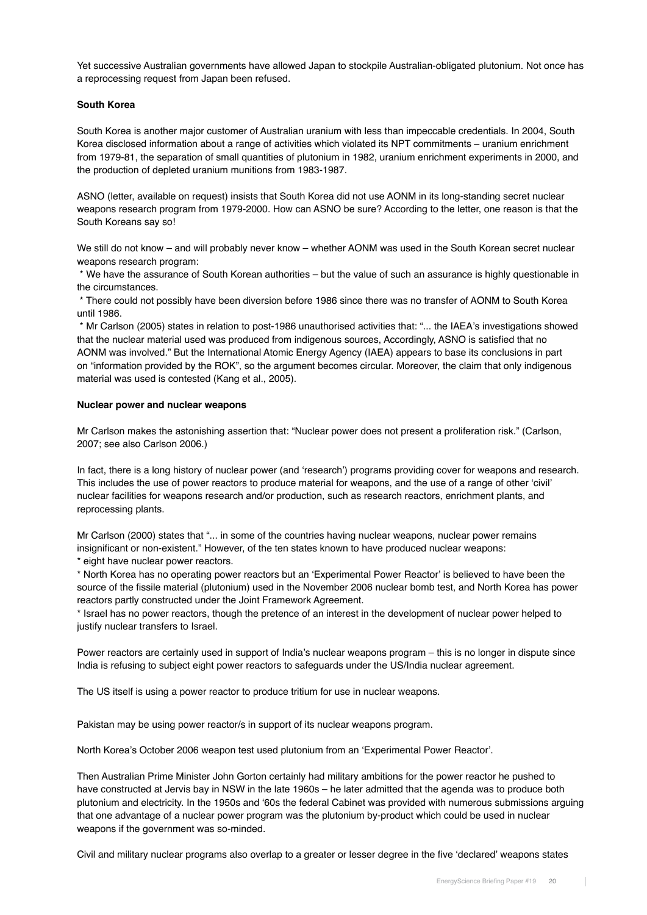Yet successive Australian governments have allowed Japan to stockpile Australian-obligated plutonium. Not once has a reprocessing request from Japan been refused.

**South Korea**

South Korea is another major customer of Australian uranium with less than impeccable credentials. In 2004, South Korea disclosed information about a range of activities which violated its NPT commitments – uranium enrichment from 1979-81, the separation of small quantities of plutonium in 1982, uranium enrichment experiments in 2000, and the production of depleted uranium munitions from 1983-1987.

ASNO (letter, available on request) insists that South Korea did not use AONM in its long-standing secret nuclear weapons research program from 1979-2000. How can ASNO be sure? According to the letter, one reason is that the South Koreans say so!

We still do not know – and will probably never know – whether AONM was used in the South Korean secret nuclear weapons research program:

* We have the assurance of South Korean authorities – but the value of such an assurance is highly questionable in the circumstances.
* There could not possibly have been diversion before 1986 since there was no transfer of AONM to South Korea until 1986.
* Mr Carlson (2005) states in relation to post-1986 unauthorised activities that: "... the IAEA's investigations showed that the nuclear material used was produced from indigenous sources, Accordingly, ASNO is satisfied that no AONM was involved." But the International Atomic Energy Agency (IAEA) appears to base its conclusions in part on "information provided by the ROK", so the argument becomes circular. Moreover, the claim that only indigenous material was used is contested (Kang et al., 2005).

**Nuclear power and nuclear weapons**

Mr Carlson makes the astonishing assertion that: "Nuclear power does not present a proliferation risk." (Carlson, 2007; see also Carlson 2006.)

In fact, there is a long history of nuclear power (and 'research') programs providing cover for weapons and research. This includes the use of power reactors to produce material for weapons, and the use of a range of other 'civil' nuclear facilities for weapons research and/or production, such as research reactors, enrichment plants, and reprocessing plants.

Mr Carlson (2000) states that "... in some of the countries having nuclear weapons, nuclear power remains insignificant or non-existent." However, of the ten states known to have produced nuclear weapons:

* eight have nuclear power reactors.
* North Korea has no operating power reactors but an 'Experimental Power Reactor' is believed to have been the source of the fissile material (plutonium) used in the November 2006 nuclear bomb test, and North Korea has power reactors partly constructed under the Joint Framework Agreement.
* Israel has no power reactors, though the pretence of an interest in the development of nuclear power helped to justify nuclear transfers to Israel.

Power reactors are certainly used in support of India's nuclear weapons program – this is no longer in dispute since India is refusing to subject eight power reactors to safeguards under the US/India nuclear agreement.

The US itself is using a power reactor to produce tritium for use in nuclear weapons.

Pakistan may be using power reactor/s in support of its nuclear weapons program.

North Korea's October 2006 weapon test used plutonium from an 'Experimental Power Reactor'.

Then Australian Prime Minister John Gorton certainly had military ambitions for the power reactor he pushed to have constructed at Jervis bay in NSW in the late 1960s – he later admitted that the agenda was to produce both plutonium and electricity. In the 1950s and '60s the federal Cabinet was provided with numerous submissions arguing that one advantage of a nuclear power program was the plutonium by-product which could be used in nuclear weapons if the government was so-minded.

Civil and military nuclear programs also overlap to a greater or lesser degree in the five 'declared' weapons states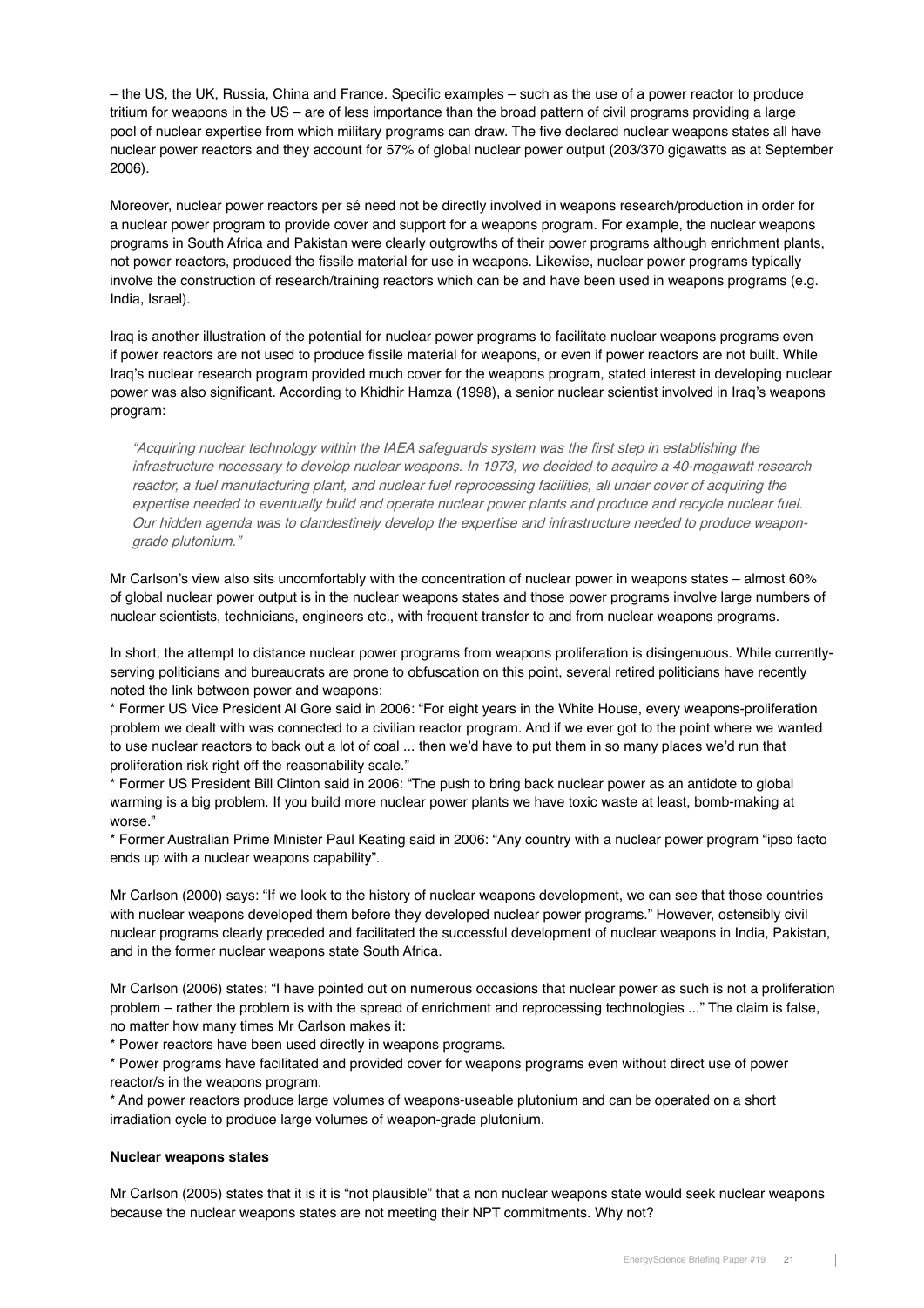– the US, the UK, Russia, China and France. Specific examples – such as the use of a power reactor to produce tritium for weapons in the US – are of less importance than the broad pattern of civil programs providing a large pool of nuclear expertise from which military programs can draw. The five declared nuclear weapons states all have nuclear power reactors and they account for 57% of global nuclear power output (203/370 gigawatts as at September 2006).

Moreover, nuclear power reactors per sé need not be directly involved in weapons research/production in order for a nuclear power program to provide cover and support for a weapons program. For example, the nuclear weapons programs in South Africa and Pakistan were clearly outgrowths of their power programs although enrichment plants, not power reactors, produced the fissile material for use in weapons. Likewise, nuclear power programs typically involve the construction of research/training reactors which can be and have been used in weapons programs (e.g. India, Israel).

Iraq is another illustration of the potential for nuclear power programs to facilitate nuclear weapons programs even if power reactors are not used to produce fissile material for weapons, or even if power reactors are not built. While Iraq's nuclear research program provided much cover for the weapons program, stated interest in developing nuclear power was also significant. According to Khidhir Hamza (1998), a senior nuclear scientist involved in Iraq's weapons program:

> *"Acquiring nuclear technology within the IAEA safeguards system was the first step in establishing the infrastructure necessary to develop nuclear weapons. In 1973, we decided to acquire a 40-megawatt research reactor, a fuel manufacturing plant, and nuclear fuel reprocessing facilities, all under cover of acquiring the expertise needed to eventually build and operate nuclear power plants and produce and recycle nuclear fuel. Our hidden agenda was to clandestinely develop the expertise and infrastructure needed to produce weapon-grade plutonium."*

Mr Carlson's view also sits uncomfortably with the concentration of nuclear power in weapons states – almost 60% of global nuclear power output is in the nuclear weapons states and those power programs involve large numbers of nuclear scientists, technicians, engineers etc., with frequent transfer to and from nuclear weapons programs.

In short, the attempt to distance nuclear power programs from weapons proliferation is disingenuous. While currently-serving politicians and bureaucrats are prone to obfuscation on this point, several retired politicians have recently noted the link between power and weapons:

* Former US Vice President Al Gore said in 2006: "For eight years in the White House, every weapons-proliferation problem we dealt with was connected to a civilian reactor program. And if we ever got to the point where we wanted to use nuclear reactors to back out a lot of coal ... then we'd have to put them in so many places we'd run that proliferation risk right off the reasonability scale."
* Former US President Bill Clinton said in 2006: "The push to bring back nuclear power as an antidote to global warming is a big problem. If you build more nuclear power plants we have toxic waste at least, bomb-making at worse."
* Former Australian Prime Minister Paul Keating said in 2006: "Any country with a nuclear power program "ipso facto ends up with a nuclear weapons capability".

Mr Carlson (2000) says: "If we look to the history of nuclear weapons development, we can see that those countries with nuclear weapons developed them before they developed nuclear power programs." However, ostensibly civil nuclear programs clearly preceded and facilitated the successful development of nuclear weapons in India, Pakistan, and in the former nuclear weapons state South Africa.

Mr Carlson (2006) states: "I have pointed out on numerous occasions that nuclear power as such is not a proliferation problem – rather the problem is with the spread of enrichment and reprocessing technologies ..." The claim is false, no matter how many times Mr Carlson makes it:

* Power reactors have been used directly in weapons programs.
* Power programs have facilitated and provided cover for weapons programs even without direct use of power reactor/s in the weapons program.
* And power reactors produce large volumes of weapons-useable plutonium and can be operated on a short irradiation cycle to produce large volumes of weapon-grade plutonium.

**Nuclear weapons states**

Mr Carlson (2005) states that it is it is "not plausible" that a non nuclear weapons state would seek nuclear weapons because the nuclear weapons states are not meeting their NPT commitments. Why not?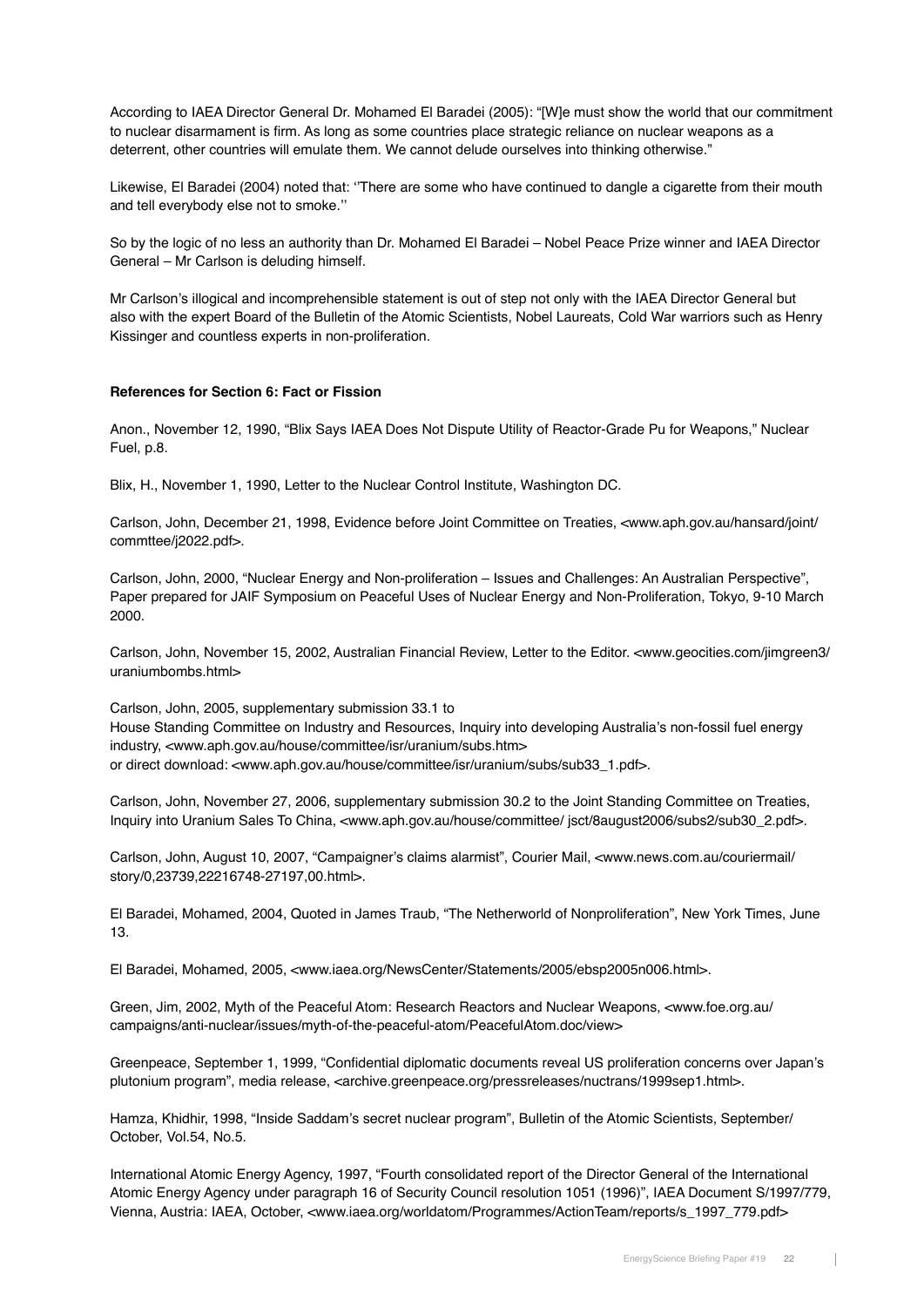According to IAEA Director General Dr. Mohamed El Baradei (2005): "[W]e must show the world that our commitment to nuclear disarmament is firm. As long as some countries place strategic reliance on nuclear weapons as a deterrent, other countries will emulate them. We cannot delude ourselves into thinking otherwise."

Likewise, El Baradei (2004) noted that: ''There are some who have continued to dangle a cigarette from their mouth and tell everybody else not to smoke.''

So by the logic of no less an authority than Dr. Mohamed El Baradei – Nobel Peace Prize winner and IAEA Director General – Mr Carlson is deluding himself.

Mr Carlson's illogical and incomprehensible statement is out of step not only with the IAEA Director General but also with the expert Board of the Bulletin of the Atomic Scientists, Nobel Laureats, Cold War warriors such as Henry Kissinger and countless experts in non-proliferation.

**References for Section 6: Fact or Fission**

Anon., November 12, 1990, "Blix Says IAEA Does Not Dispute Utility of Reactor-Grade Pu for Weapons," Nuclear Fuel, p.8.

Blix, H., November 1, 1990, Letter to the Nuclear Control Institute, Washington DC.

Carlson, John, December 21, 1998, Evidence before Joint Committee on Treaties, <www.aph.gov.au/hansard/joint/commttee/j2022.pdf>.

Carlson, John, 2000, "Nuclear Energy and Non-proliferation – Issues and Challenges: An Australian Perspective", Paper prepared for JAIF Symposium on Peaceful Uses of Nuclear Energy and Non-Proliferation, Tokyo, 9-10 March 2000.

Carlson, John, November 15, 2002, Australian Financial Review, Letter to the Editor. <www.geocities.com/jimgreen3/uraniumbombs.html>

Carlson, John, 2005, supplementary submission 33.1 to House Standing Committee on Industry and Resources, Inquiry into developing Australia's non-fossil fuel energy industry, <www.aph.gov.au/house/committee/isr/uranium/subs.htm> or direct download: <www.aph.gov.au/house/committee/isr/uranium/subs/sub33_1.pdf>.

Carlson, John, November 27, 2006, supplementary submission 30.2 to the Joint Standing Committee on Treaties, Inquiry into Uranium Sales To China, <www.aph.gov.au/house/committee/ jsct/8august2006/subs2/sub30_2.pdf>.

Carlson, John, August 10, 2007, "Campaigner's claims alarmist", Courier Mail, <www.news.com.au/couriermail/story/0,23739,22216748-27197,00.html>.

El Baradei, Mohamed, 2004, Quoted in James Traub, "The Netherworld of Nonproliferation", New York Times, June 13.

El Baradei, Mohamed, 2005, <www.iaea.org/NewsCenter/Statements/2005/ebsp2005n006.html>.

Green, Jim, 2002, Myth of the Peaceful Atom: Research Reactors and Nuclear Weapons, <www.foe.org.au/campaigns/anti-nuclear/issues/myth-of-the-peaceful-atom/PeacefulAtom.doc/view>

Greenpeace, September 1, 1999, "Confidential diplomatic documents reveal US proliferation concerns over Japan's plutonium program", media release, <archive.greenpeace.org/pressreleases/nuctrans/1999sep1.html>.

Hamza, Khidhir, 1998, "Inside Saddam's secret nuclear program", Bulletin of the Atomic Scientists, September/October, Vol.54, No.5.

International Atomic Energy Agency, 1997, "Fourth consolidated report of the Director General of the International Atomic Energy Agency under paragraph 16 of Security Council resolution 1051 (1996)", IAEA Document S/1997/779, Vienna, Austria: IAEA, October, <www.iaea.org/worldatom/Programmes/ActionTeam/reports/s_1997_779.pdf>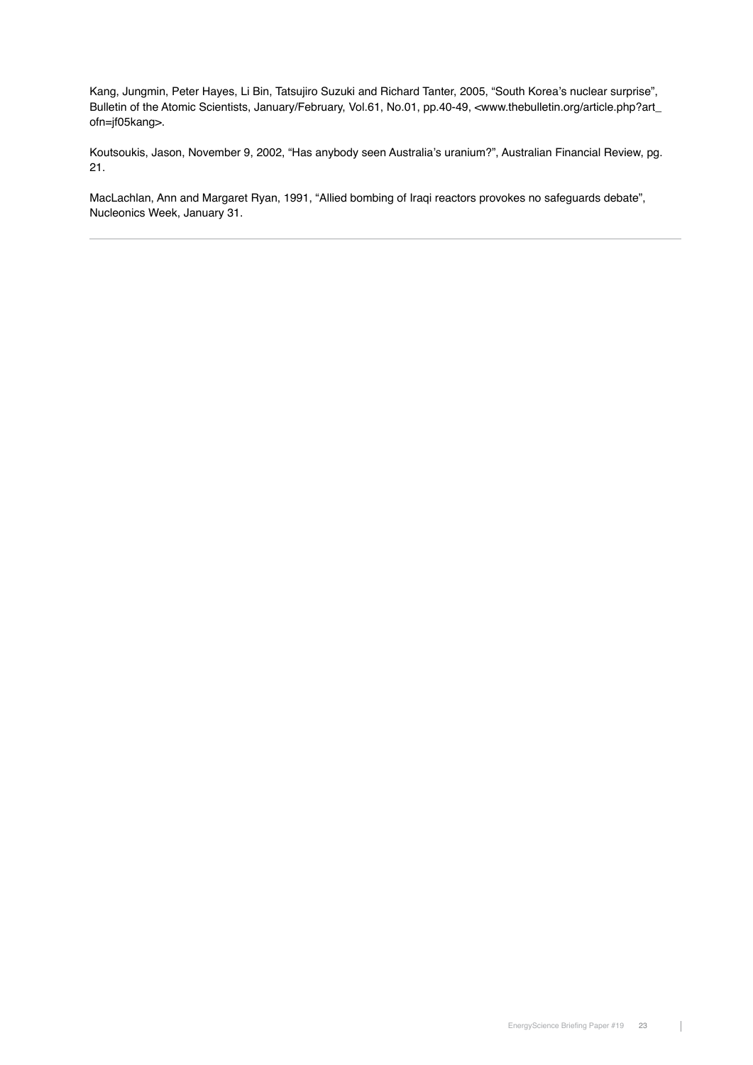Kang, Jungmin, Peter Hayes, Li Bin, Tatsujiro Suzuki and Richard Tanter, 2005, "South Korea's nuclear surprise", Bulletin of the Atomic Scientists, January/February, Vol.61, No.01, pp.40-49, <www.thebulletin.org/article.php?art_ofn=jf05kang>.

Koutsoukis, Jason, November 9, 2002, "Has anybody seen Australia's uranium?", Australian Financial Review, pg. 21.

MacLachlan, Ann and Margaret Ryan, 1991, "Allied bombing of Iraqi reactors provokes no safeguards debate", Nucleonics Week, January 31.